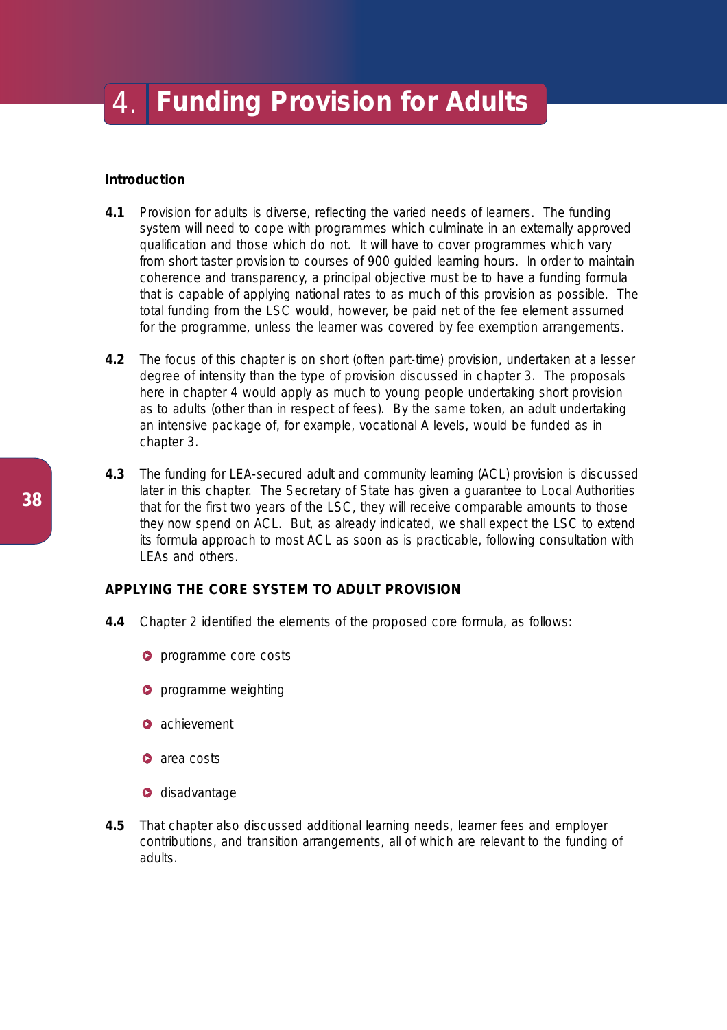# 4. Funding Provision for Adults

### Introduction

**4.1** Provision for adults is diverse, reflecting the varied needs of learners. The funding system will need to cope with programmes which culminate in an externally approved qualification and those which do not. It will have to cover programmes which vary from short taster provision to courses of 900 guided learning hours. In order to maintain coherence and transparency, a principal objective must be to have a funding formula that is capable of applying national rates to as much of this provision as possible. The total funding from the LSC would, however, be paid net of the fee element assumed for the programme, unless the learner was covered by fee exemption arrangements.

**4.2** The focus of this chapter is on short (often part-time) provision, undertaken at a lesser degree of intensity than the type of provision discussed in chapter 3. The proposals here in chapter 4 would apply as much to young people undertaking short provision as to adults (other than in respect of fees). By the same token, an adult undertaking an intensive package of, for example, vocational A levels, would be funded as in chapter 3.

**4.3** The funding for LEA-secured adult and community learning (ACL) provision is discussed later in this chapter. The Secretary of State has given a guarantee to Local Authorities that for the first two years of the LSC, they will receive comparable amounts to those they now spend on ACL. But, as already indicated, we shall expect the LSC to extend its formula approach to most ACL as soon as is practicable, following consultation with LEAs and others.

### APPLYING THE CORE SYSTEM TO ADULT PROVISION

**4.4** Chapter 2 identified the elements of the proposed core formula, as follows:

- programme core costs
- programme weighting
- achievement
- area costs
- disadvantage

**4.5** That chapter also discussed additional learning needs, learner fees and employer contributions, and transition arrangements, all of which are relevant to the funding of adults.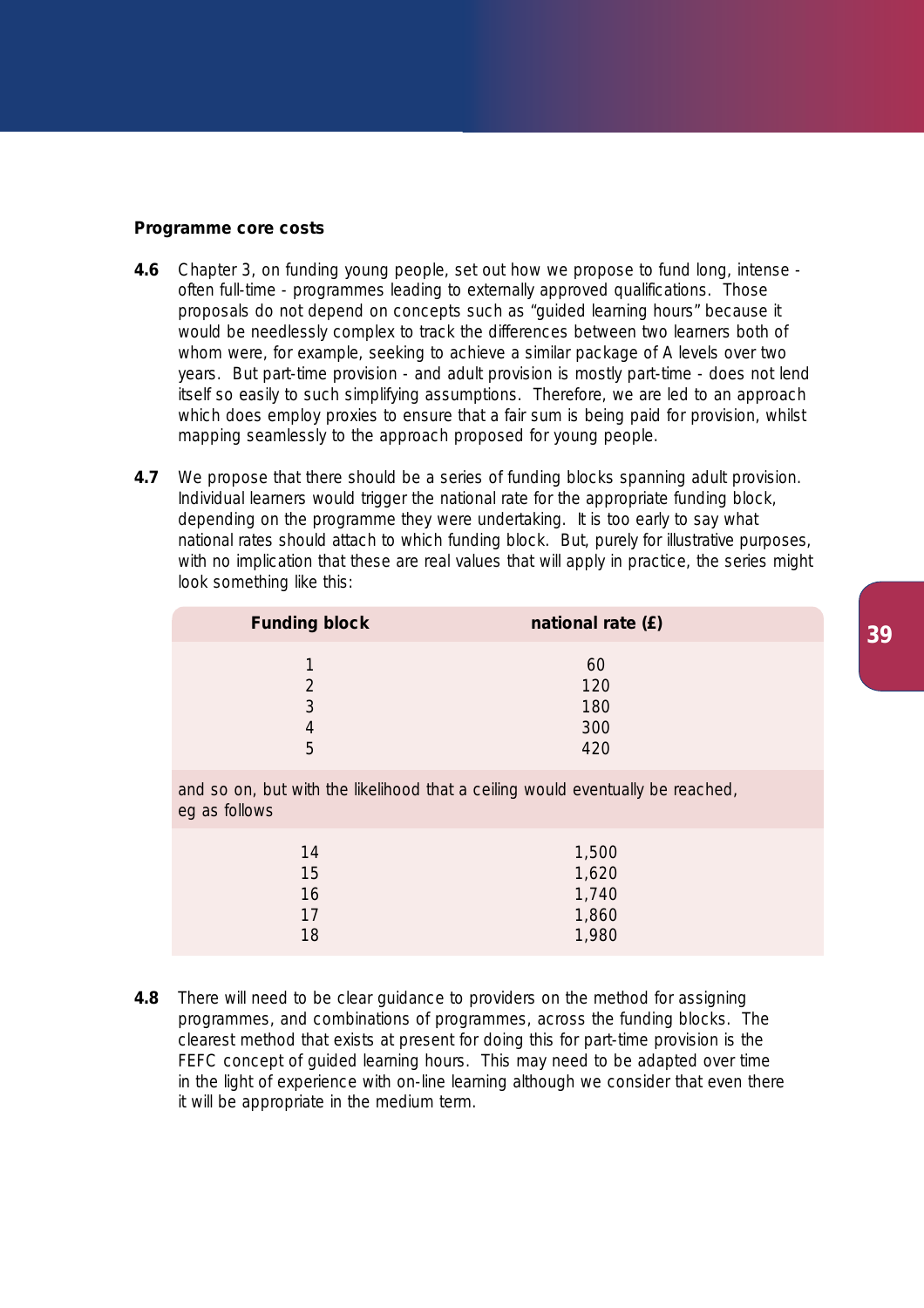### Programme core costs

**4.6** Chapter 3, on funding young people, set out how we propose to fund long, intense - often full-time - programmes leading to externally approved qualifications. Those proposals do not depend on concepts such as "guided learning hours" because it would be needlessly complex to track the differences between two learners both of whom were, for example, seeking to achieve a similar package of A levels over two years. But part-time provision - and adult provision is mostly part-time - does not lend itself so easily to such simplifying assumptions. Therefore, we are led to an approach which does employ proxies to ensure that a fair sum is being paid for provision, whilst mapping seamlessly to the approach proposed for young people.

**4.7** We propose that there should be a series of funding blocks spanning adult provision. Individual learners would trigger the national rate for the appropriate funding block, depending on the programme they were undertaking. It is too early to say what national rates should attach to which funding block. But, purely for illustrative purposes, with no implication that these are real values that will apply in practice, the series might look something like this:

| Funding block | national rate (£) |
|---|---|
| 1 | 60 |
| 2 | 120 |
| 3 | 180 |
| 4 | 300 |
| 5 | 420 |
| and so on, but with the likelihood that a ceiling would eventually be reached, eg as follows | |
| 14 | 1,500 |
| 15 | 1,620 |
| 16 | 1,740 |
| 17 | 1,860 |
| 18 | 1,980 |

**4.8** There will need to be clear guidance to providers on the method for assigning programmes, and combinations of programmes, across the funding blocks. The clearest method that exists at present for doing this for part-time provision is the FEFC concept of guided learning hours. This may need to be adapted over time in the light of experience with on-line learning although we consider that even there it will be appropriate in the medium term.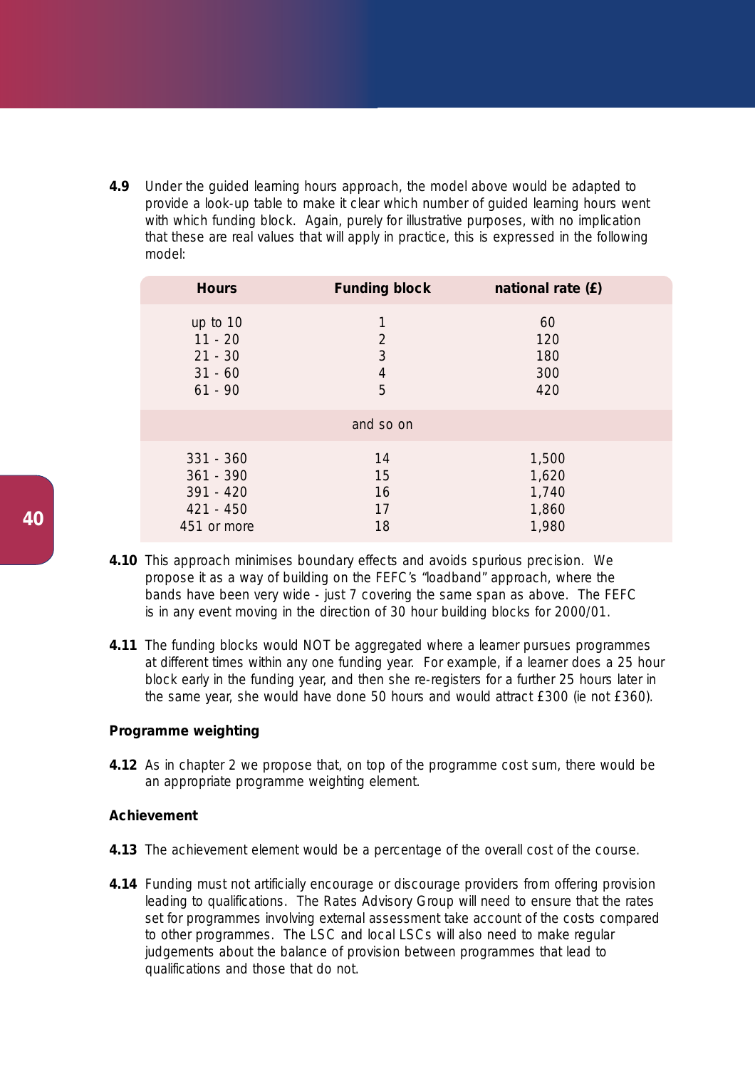**4.9** Under the guided learning hours approach, the model above would be adapted to provide a look-up table to make it clear which number of guided learning hours went with which funding block. Again, purely for illustrative purposes, with no implication that these are real values that will apply in practice, this is expressed in the following model:

| Hours | Funding block | national rate (£) |
|---|---|---|
| up to 10 | 1 | 60 |
| 11 - 20 | 2 | 120 |
| 21 - 30 | 3 | 180 |
| 31 - 60 | 4 | 300 |
| 61 - 90 | 5 | 420 |
| | and so on | |
| 331 - 360 | 14 | 1,500 |
| 361 - 390 | 15 | 1,620 |
| 391 - 420 | 16 | 1,740 |
| 421 - 450 | 17 | 1,860 |
| 451 or more | 18 | 1,980 |

**4.10** This approach minimises boundary effects and avoids spurious precision. We propose it as a way of building on the FEFC's "loadband" approach, where the bands have been very wide - just 7 covering the same span as above. The FEFC is in any event moving in the direction of 30 hour building blocks for 2000/01.

**4.11** The funding blocks would NOT be aggregated where a learner pursues programmes at different times within any one funding year. For example, if a learner does a 25 hour block early in the funding year, and then she re-registers for a further 25 hours later in the same year, she would have done 50 hours and would attract £300 (ie not £360).

### Programme weighting

**4.12** As in chapter 2 we propose that, on top of the programme cost sum, there would be an appropriate programme weighting element.

### Achievement

**4.13** The achievement element would be a percentage of the overall cost of the course.

**4.14** Funding must not artificially encourage or discourage providers from offering provision leading to qualifications. The Rates Advisory Group will need to ensure that the rates set for programmes involving external assessment take account of the costs compared to other programmes. The LSC and local LSCs will also need to make regular judgements about the balance of provision between programmes that lead to qualifications and those that do not.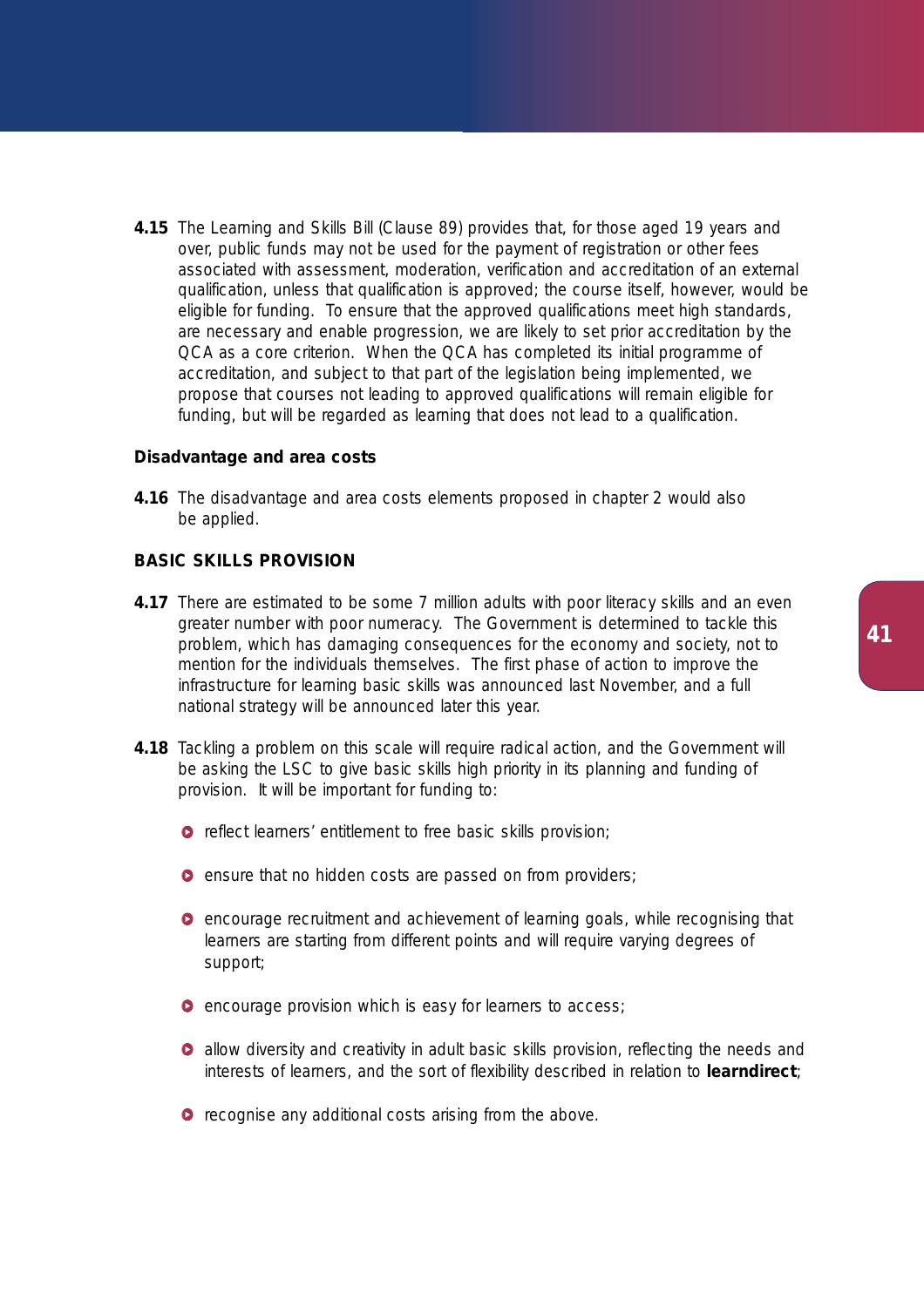**4.15** The Learning and Skills Bill (Clause 89) provides that, for those aged 19 years and over, public funds may not be used for the payment of registration or other fees associated with assessment, moderation, verification and accreditation of an external qualification, unless that qualification is approved; the course itself, however, would be eligible for funding. To ensure that the approved qualifications meet high standards, are necessary and enable progression, we are likely to set prior accreditation by the QCA as a core criterion. When the QCA has completed its initial programme of accreditation, and subject to that part of the legislation being implemented, we propose that courses not leading to approved qualifications will remain eligible for funding, but will be regarded as learning that does not lead to a qualification.

### Disadvantage and area costs

**4.16** The disadvantage and area costs elements proposed in chapter 2 would also be applied.

## BASIC SKILLS PROVISION

**4.17** There are estimated to be some 7 million adults with poor literacy skills and an even greater number with poor numeracy. The Government is determined to tackle this problem, which has damaging consequences for the economy and society, not to mention for the individuals themselves. The first phase of action to improve the infrastructure for learning basic skills was announced last November, and a full national strategy will be announced later this year.

**4.18** Tackling a problem on this scale will require radical action, and the Government will be asking the LSC to give basic skills high priority in its planning and funding of provision. It will be important for funding to:

- reflect learners' entitlement to free basic skills provision;
- ensure that no hidden costs are passed on from providers;
- encourage recruitment and achievement of learning goals, while recognising that learners are starting from different points and will require varying degrees of support;
- encourage provision which is easy for learners to access;
- allow diversity and creativity in adult basic skills provision, reflecting the needs and interests of learners, and the sort of flexibility described in relation to **learndirect**;
- recognise any additional costs arising from the above.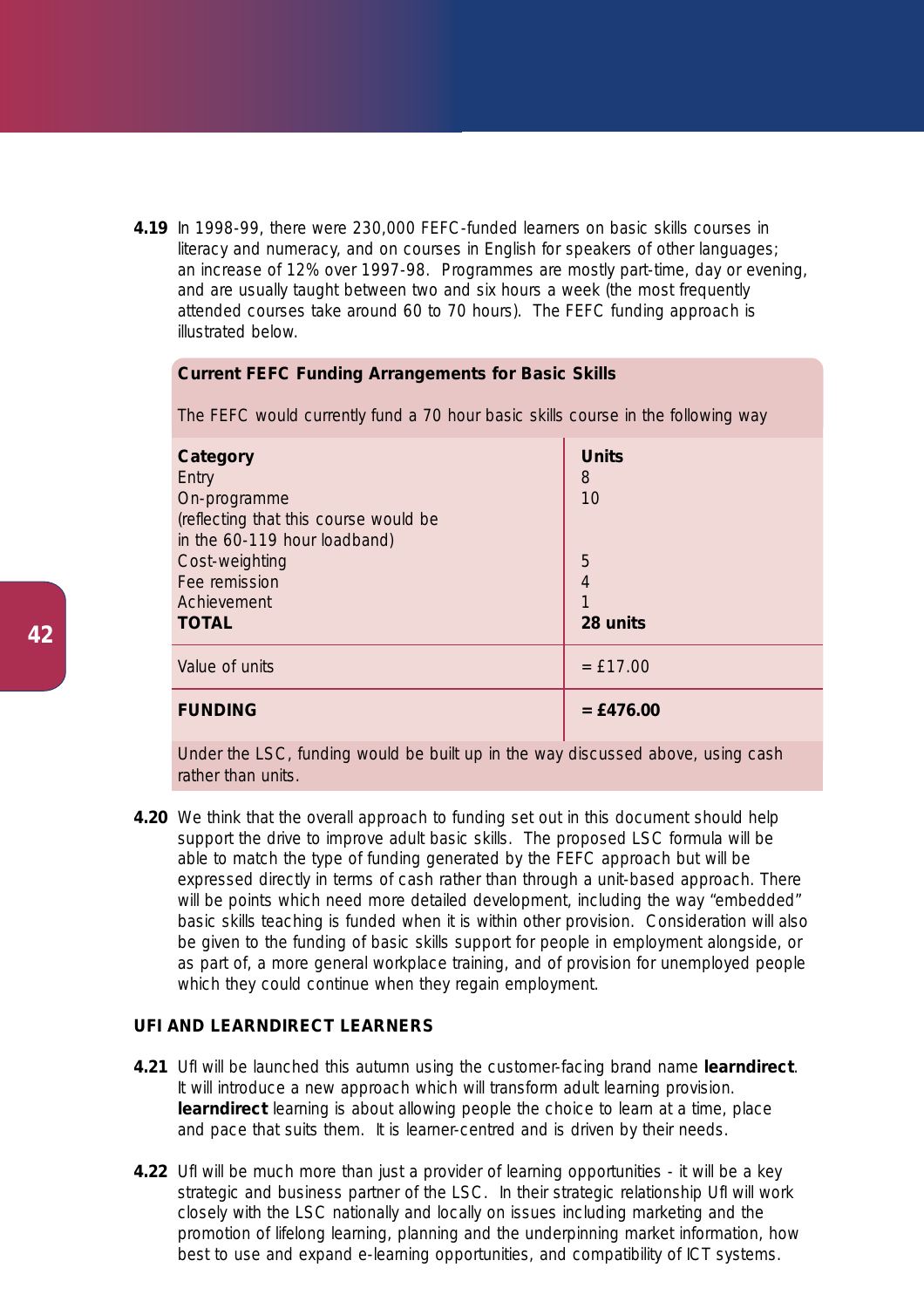**4.19** In 1998-99, there were 230,000 FEFC-funded learners on basic skills courses in literacy and numeracy, and on courses in English for speakers of other languages; an increase of 12% over 1997-98. Programmes are mostly part-time, day or evening, and are usually taught between two and six hours a week (the most frequently attended courses take around 60 to 70 hours). The FEFC funding approach is illustrated below.

**Current FEFC Funding Arrangements for Basic Skills**

The FEFC would currently fund a 70 hour basic skills course in the following way

| **Category** | **Units** |
|---|---|
| Entry | 8 |
| On-programme (reflecting that this course would be in the 60-119 hour loadband) | 10 |
| Cost-weighting | 5 |
| Fee remission | 4 |
| Achievement | 1 |
| **TOTAL** | **28 units** |
| Value of units | = £17.00 |
| **FUNDING** | **= £476.00** |

Under the LSC, funding would be built up in the way discussed above, using cash rather than units.

**4.20** We think that the overall approach to funding set out in this document should help support the drive to improve adult basic skills. The proposed LSC formula will be able to match the type of funding generated by the FEFC approach but will be expressed directly in terms of cash rather than through a unit-based approach. There will be points which need more detailed development, including the way "embedded" basic skills teaching is funded when it is within other provision. Consideration will also be given to the funding of basic skills support for people in employment alongside, or as part of, a more general workplace training, and of provision for unemployed people which they could continue when they regain employment.

### UFI AND LEARNDIRECT LEARNERS

**4.21** Ufl will be launched this autumn using the customer-facing brand name **learndirect**. It will introduce a new approach which will transform adult learning provision. **learndirect** learning is about allowing people the choice to learn at a time, place and pace that suits them. It is learner-centred and is driven by their needs.

**4.22** Ufl will be much more than just a provider of learning opportunities - it will be a key strategic and business partner of the LSC. In their strategic relationship Ufl will work closely with the LSC nationally and locally on issues including marketing and the promotion of lifelong learning, planning and the underpinning market information, how best to use and expand e-learning opportunities, and compatibility of ICT systems.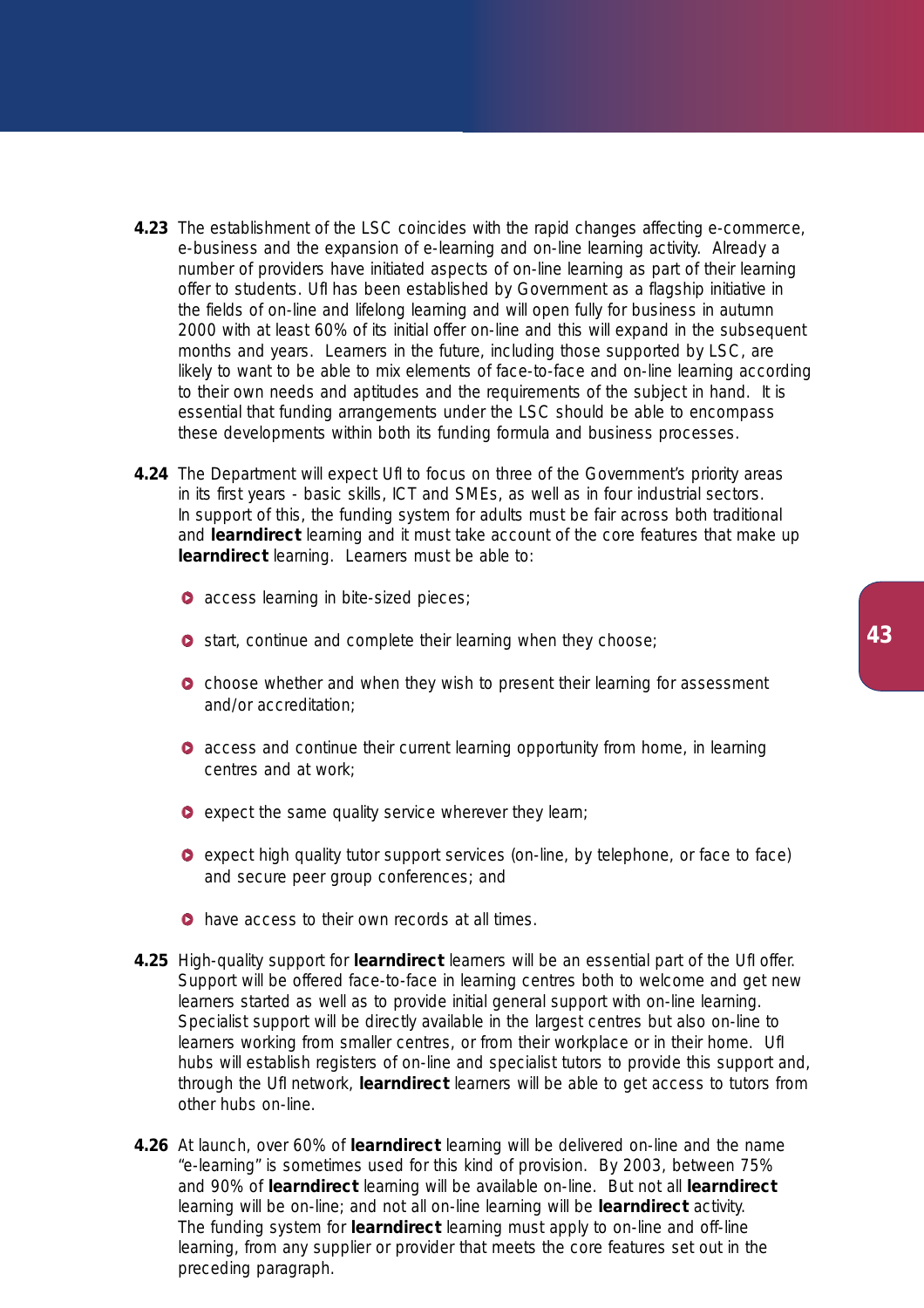**4.23** The establishment of the LSC coincides with the rapid changes affecting e-commerce, e-business and the expansion of e-learning and on-line learning activity. Already a number of providers have initiated aspects of on-line learning as part of their learning offer to students. Ufl has been established by Government as a flagship initiative in the fields of on-line and lifelong learning and will open fully for business in autumn 2000 with at least 60% of its initial offer on-line and this will expand in the subsequent months and years. Learners in the future, including those supported by LSC, are likely to want to be able to mix elements of face-to-face and on-line learning according to their own needs and aptitudes and the requirements of the subject in hand. It is essential that funding arrangements under the LSC should be able to encompass these developments within both its funding formula and business processes.

**4.24** The Department will expect Ufl to focus on three of the Government's priority areas in its first years - basic skills, ICT and SMEs, as well as in four industrial sectors. In support of this, the funding system for adults must be fair across both traditional and **learndirect** learning and it must take account of the core features that make up **learndirect** learning. Learners must be able to:

- access learning in bite-sized pieces;
- start, continue and complete their learning when they choose;
- choose whether and when they wish to present their learning for assessment and/or accreditation;
- access and continue their current learning opportunity from home, in learning centres and at work;
- expect the same quality service wherever they learn;
- expect high quality tutor support services (on-line, by telephone, or face to face) and secure peer group conferences; and
- have access to their own records at all times.

**4.25** High-quality support for **learndirect** learners will be an essential part of the Ufl offer. Support will be offered face-to-face in learning centres both to welcome and get new learners started as well as to provide initial general support with on-line learning. Specialist support will be directly available in the largest centres but also on-line to learners working from smaller centres, or from their workplace or in their home. Ufl hubs will establish registers of on-line and specialist tutors to provide this support and, through the Ufl network, **learndirect** learners will be able to get access to tutors from other hubs on-line.

**4.26** At launch, over 60% of **learndirect** learning will be delivered on-line and the name "e-learning" is sometimes used for this kind of provision. By 2003, between 75% and 90% of **learndirect** learning will be available on-line. But not all **learndirect** learning will be on-line; and not all on-line learning will be **learndirect** activity. The funding system for **learndirect** learning must apply to on-line and off-line learning, from any supplier or provider that meets the core features set out in the preceding paragraph.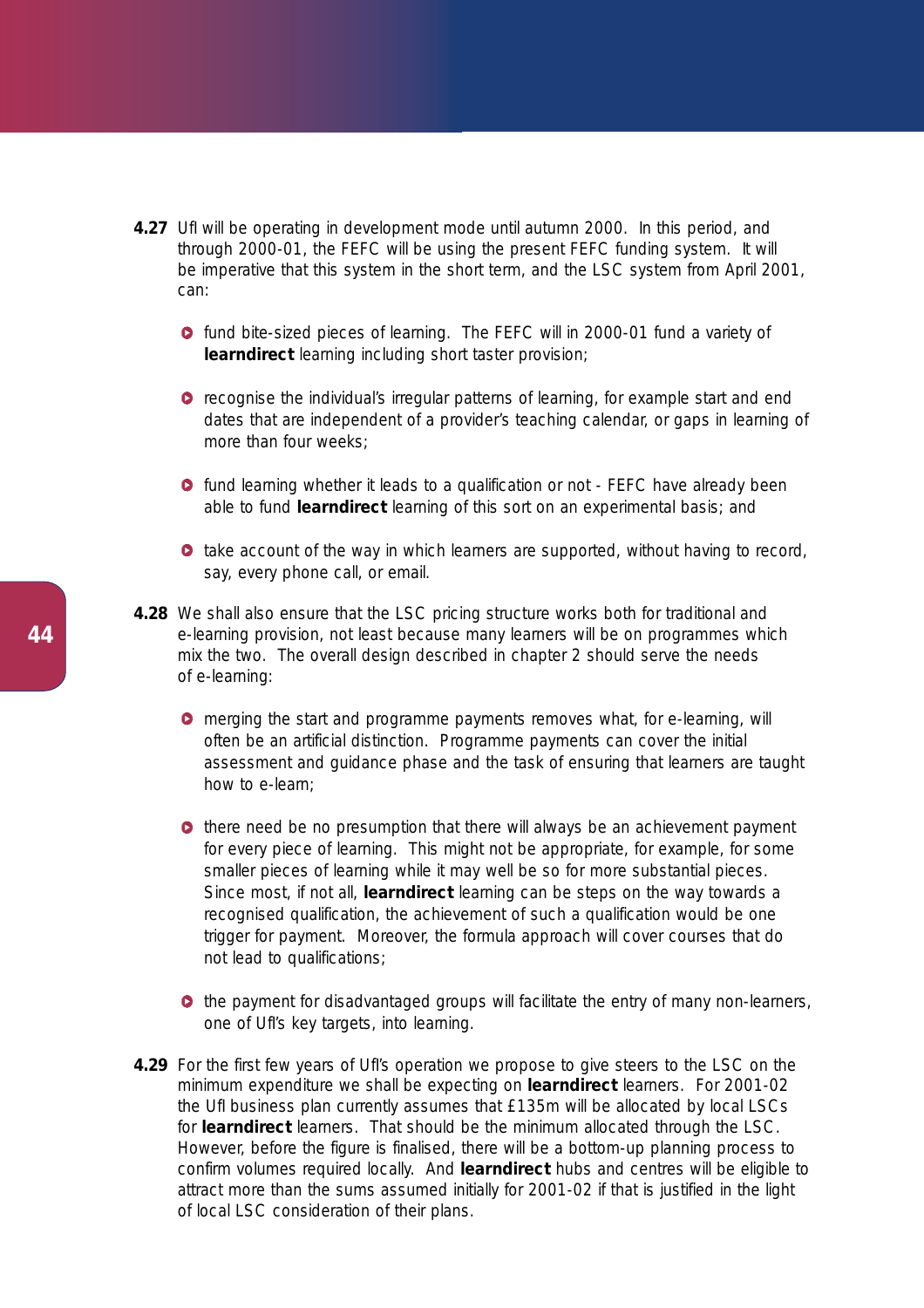**4.27** UfI will be operating in development mode until autumn 2000. In this period, and through 2000-01, the FEFC will be using the present FEFC funding system. It will be imperative that this system in the short term, and the LSC system from April 2001, can:

- fund bite-sized pieces of learning. The FEFC will in 2000-01 fund a variety of **learndirect** learning including short taster provision;
- recognise the individual's irregular patterns of learning, for example start and end dates that are independent of a provider's teaching calendar, or gaps in learning of more than four weeks;
- fund learning whether it leads to a qualification or not - FEFC have already been able to fund **learndirect** learning of this sort on an experimental basis; and
- take account of the way in which learners are supported, without having to record, say, every phone call, or email.

**4.28** We shall also ensure that the LSC pricing structure works both for traditional and e-learning provision, not least because many learners will be on programmes which mix the two. The overall design described in chapter 2 should serve the needs of e-learning:

- merging the start and programme payments removes what, for e-learning, will often be an artificial distinction. Programme payments can cover the initial assessment and guidance phase and the task of ensuring that learners are taught how to e-learn;
- there need be no presumption that there will always be an achievement payment for every piece of learning. This might not be appropriate, for example, for some smaller pieces of learning while it may well be so for more substantial pieces. Since most, if not all, **learndirect** learning can be steps on the way towards a recognised qualification, the achievement of such a qualification would be one trigger for payment. Moreover, the formula approach will cover courses that do not lead to qualifications;
- the payment for disadvantaged groups will facilitate the entry of many non-learners, one of UfI's key targets, into learning.

**4.29** For the first few years of UfI's operation we propose to give steers to the LSC on the minimum expenditure we shall be expecting on **learndirect** learners. For 2001-02 the UfI business plan currently assumes that £135m will be allocated by local LSCs for **learndirect** learners. That should be the minimum allocated through the LSC. However, before the figure is finalised, there will be a bottom-up planning process to confirm volumes required locally. And **learndirect** hubs and centres will be eligible to attract more than the sums assumed initially for 2001-02 if that is justified in the light of local LSC consideration of their plans.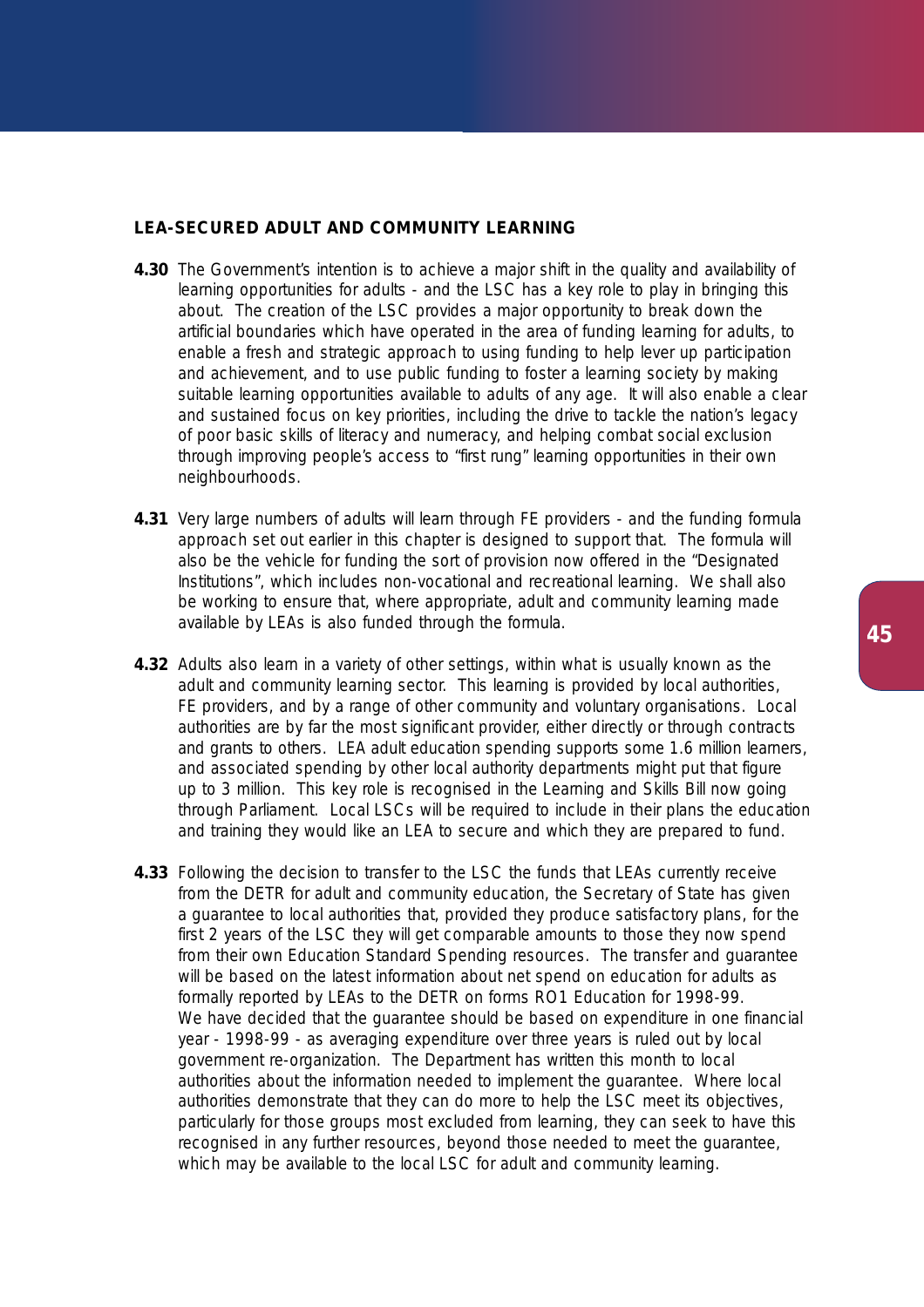### LEA-SECURED ADULT AND COMMUNITY LEARNING

**4.30** The Government's intention is to achieve a major shift in the quality and availability of learning opportunities for adults - and the LSC has a key role to play in bringing this about. The creation of the LSC provides a major opportunity to break down the artificial boundaries which have operated in the area of funding learning for adults, to enable a fresh and strategic approach to using funding to help lever up participation and achievement, and to use public funding to foster a learning society by making suitable learning opportunities available to adults of any age. It will also enable a clear and sustained focus on key priorities, including the drive to tackle the nation's legacy of poor basic skills of literacy and numeracy, and helping combat social exclusion through improving people's access to "first rung" learning opportunities in their own neighbourhoods.

**4.31** Very large numbers of adults will learn through FE providers - and the funding formula approach set out earlier in this chapter is designed to support that. The formula will also be the vehicle for funding the sort of provision now offered in the "Designated Institutions", which includes non-vocational and recreational learning. We shall also be working to ensure that, where appropriate, adult and community learning made available by LEAs is also funded through the formula.

**4.32** Adults also learn in a variety of other settings, within what is usually known as the adult and community learning sector. This learning is provided by local authorities, FE providers, and by a range of other community and voluntary organisations. Local authorities are by far the most significant provider, either directly or through contracts and grants to others. LEA adult education spending supports some 1.6 million learners, and associated spending by other local authority departments might put that figure up to 3 million. This key role is recognised in the Learning and Skills Bill now going through Parliament. Local LSCs will be required to include in their plans the education and training they would like an LEA to secure and which they are prepared to fund.

**4.33** Following the decision to transfer to the LSC the funds that LEAs currently receive from the DETR for adult and community education, the Secretary of State has given a guarantee to local authorities that, provided they produce satisfactory plans, for the first 2 years of the LSC they will get comparable amounts to those they now spend from their own Education Standard Spending resources. The transfer and guarantee will be based on the latest information about net spend on education for adults as formally reported by LEAs to the DETR on forms RO1 Education for 1998-99. We have decided that the guarantee should be based on expenditure in one financial year - 1998-99 - as averaging expenditure over three years is ruled out by local government re-organization. The Department has written this month to local authorities about the information needed to implement the guarantee. Where local authorities demonstrate that they can do more to help the LSC meet its objectives, particularly for those groups most excluded from learning, they can seek to have this recognised in any further resources, beyond those needed to meet the guarantee, which may be available to the local LSC for adult and community learning.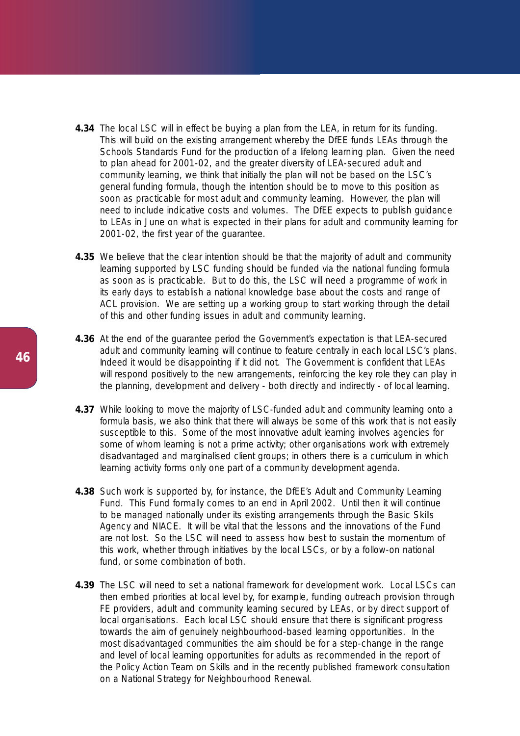**4.34** The local LSC will in effect be buying a plan from the LEA, in return for its funding. This will build on the existing arrangement whereby the DfEE funds LEAs through the Schools Standards Fund for the production of a lifelong learning plan. Given the need to plan ahead for 2001-02, and the greater diversity of LEA-secured adult and community learning, we think that initially the plan will not be based on the LSC's general funding formula, though the intention should be to move to this position as soon as practicable for most adult and community learning. However, the plan will need to include indicative costs and volumes. The DfEE expects to publish guidance to LEAs in June on what is expected in their plans for adult and community learning for 2001-02, the first year of the guarantee.

**4.35** We believe that the clear intention should be that the majority of adult and community learning supported by LSC funding should be funded via the national funding formula as soon as is practicable. But to do this, the LSC will need a programme of work in its early days to establish a national knowledge base about the costs and range of ACL provision. We are setting up a working group to start working through the detail of this and other funding issues in adult and community learning.

**4.36** At the end of the guarantee period the Government's expectation is that LEA-secured adult and community learning will continue to feature centrally in each local LSC's plans. Indeed it would be disappointing if it did not. The Government is confident that LEAs will respond positively to the new arrangements, reinforcing the key role they can play in the planning, development and delivery - both directly and indirectly - of local learning.

**4.37** While looking to move the majority of LSC-funded adult and community learning onto a formula basis, we also think that there will always be some of this work that is not easily susceptible to this. Some of the most innovative adult learning involves agencies for some of whom learning is not a prime activity; other organisations work with extremely disadvantaged and marginalised client groups; in others there is a curriculum in which learning activity forms only one part of a community development agenda.

**4.38** Such work is supported by, for instance, the DfEE's Adult and Community Learning Fund. This Fund formally comes to an end in April 2002. Until then it will continue to be managed nationally under its existing arrangements through the Basic Skills Agency and NIACE. It will be vital that the lessons and the innovations of the Fund are not lost. So the LSC will need to assess how best to sustain the momentum of this work, whether through initiatives by the local LSCs, or by a follow-on national fund, or some combination of both.

**4.39** The LSC will need to set a national framework for development work. Local LSCs can then embed priorities at local level by, for example, funding outreach provision through FE providers, adult and community learning secured by LEAs, or by direct support of local organisations. Each local LSC should ensure that there is significant progress towards the aim of genuinely neighbourhood-based learning opportunities. In the most disadvantaged communities the aim should be for a step-change in the range and level of local learning opportunities for adults as recommended in the report of the Policy Action Team on Skills and in the recently published framework consultation on a National Strategy for Neighbourhood Renewal.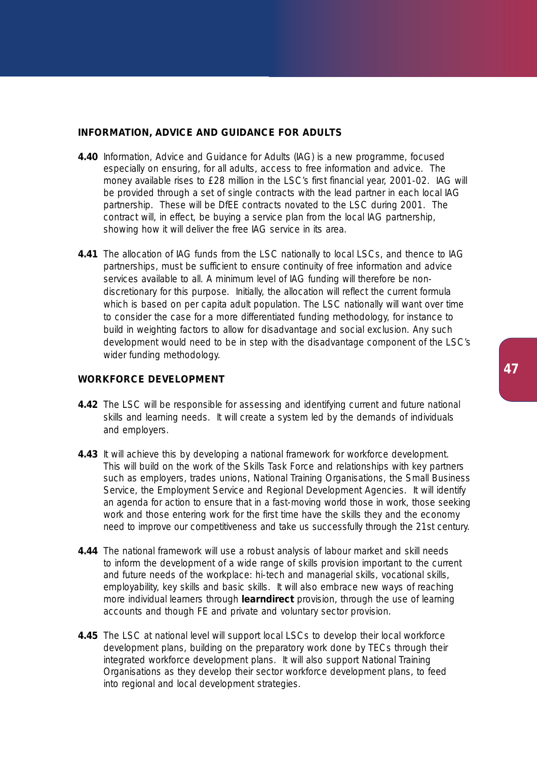## INFORMATION, ADVICE AND GUIDANCE FOR ADULTS

**4.40** Information, Advice and Guidance for Adults (IAG) is a new programme, focused especially on ensuring, for all adults, access to free information and advice. The money available rises to £28 million in the LSC's first financial year, 2001-02. IAG will be provided through a set of single contracts with the lead partner in each local IAG partnership. These will be DfEE contracts novated to the LSC during 2001. The contract will, in effect, be buying a service plan from the local IAG partnership, showing how it will deliver the free IAG service in its area.

**4.41** The allocation of IAG funds from the LSC nationally to local LSCs, and thence to IAG partnerships, must be sufficient to ensure continuity of free information and advice services available to all. A minimum level of IAG funding will therefore be non-discretionary for this purpose. Initially, the allocation will reflect the current formula which is based on per capita adult population. The LSC nationally will want over time to consider the case for a more differentiated funding methodology, for instance to build in weighting factors to allow for disadvantage and social exclusion. Any such development would need to be in step with the disadvantage component of the LSC's wider funding methodology.

## WORKFORCE DEVELOPMENT

**4.42** The LSC will be responsible for assessing and identifying current and future national skills and learning needs. It will create a system led by the demands of individuals and employers.

**4.43** It will achieve this by developing a national framework for workforce development. This will build on the work of the Skills Task Force and relationships with key partners such as employers, trades unions, National Training Organisations, the Small Business Service, the Employment Service and Regional Development Agencies. It will identify an agenda for action to ensure that in a fast-moving world those in work, those seeking work and those entering work for the first time have the skills they and the economy need to improve our competitiveness and take us successfully through the 21st century.

**4.44** The national framework will use a robust analysis of labour market and skill needs to inform the development of a wide range of skills provision important to the current and future needs of the workplace: hi-tech and managerial skills, vocational skills, employability, key skills and basic skills. It will also embrace new ways of reaching more individual learners through **learndirect** provision, through the use of learning accounts and though FE and private and voluntary sector provision.

**4.45** The LSC at national level will support local LSCs to develop their local workforce development plans, building on the preparatory work done by TECs through their integrated workforce development plans. It will also support National Training Organisations as they develop their sector workforce development plans, to feed into regional and local development strategies.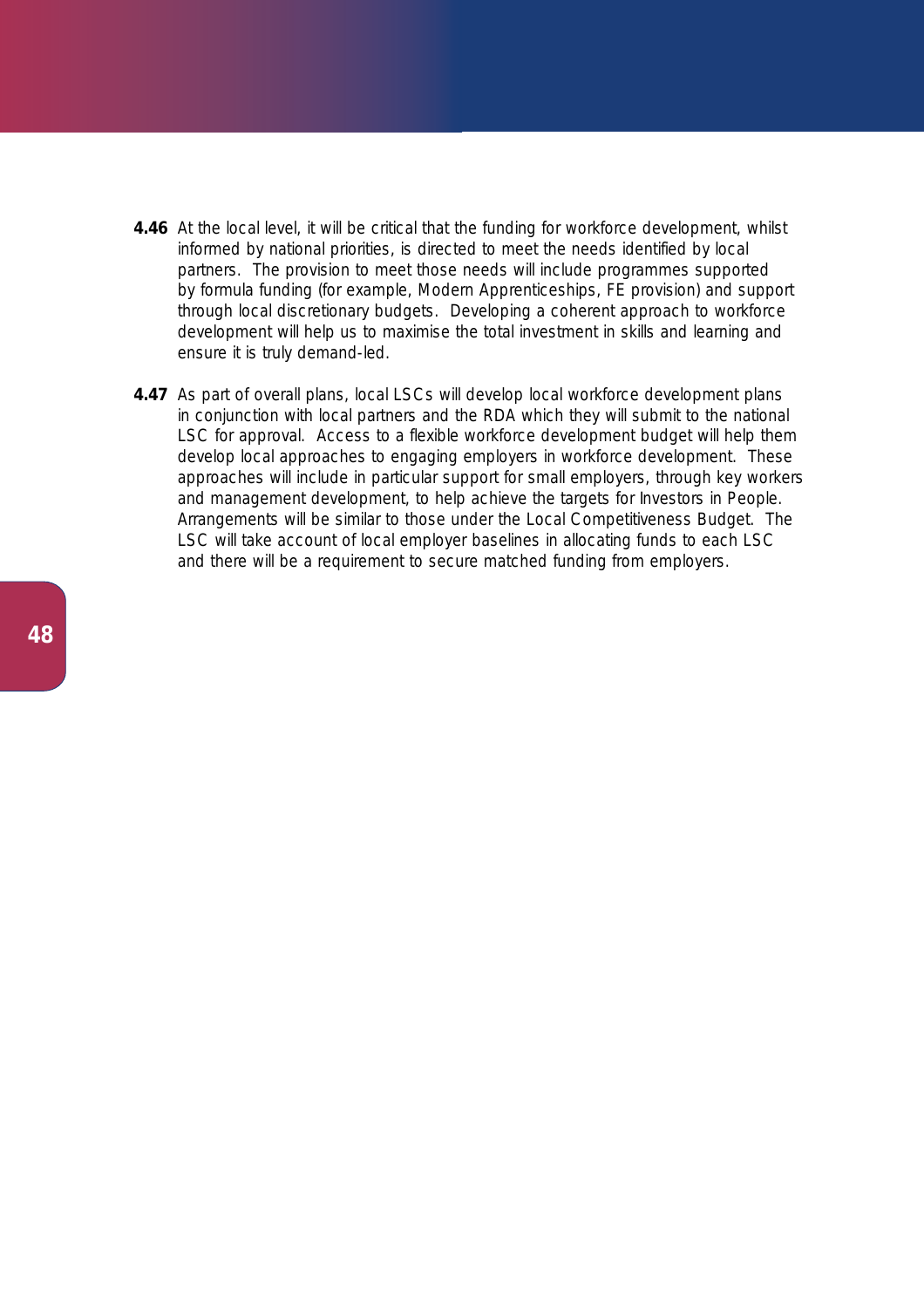**4.46** At the local level, it will be critical that the funding for workforce development, whilst informed by national priorities, is directed to meet the needs identified by local partners. The provision to meet those needs will include programmes supported by formula funding (for example, Modern Apprenticeships, FE provision) and support through local discretionary budgets. Developing a coherent approach to workforce development will help us to maximise the total investment in skills and learning and ensure it is truly demand-led.

**4.47** As part of overall plans, local LSCs will develop local workforce development plans in conjunction with local partners and the RDA which they will submit to the national LSC for approval. Access to a flexible workforce development budget will help them develop local approaches to engaging employers in workforce development. These approaches will include in particular support for small employers, through key workers and management development, to help achieve the targets for Investors in People. Arrangements will be similar to those under the Local Competitiveness Budget. The LSC will take account of local employer baselines in allocating funds to each LSC and there will be a requirement to secure matched funding from employers.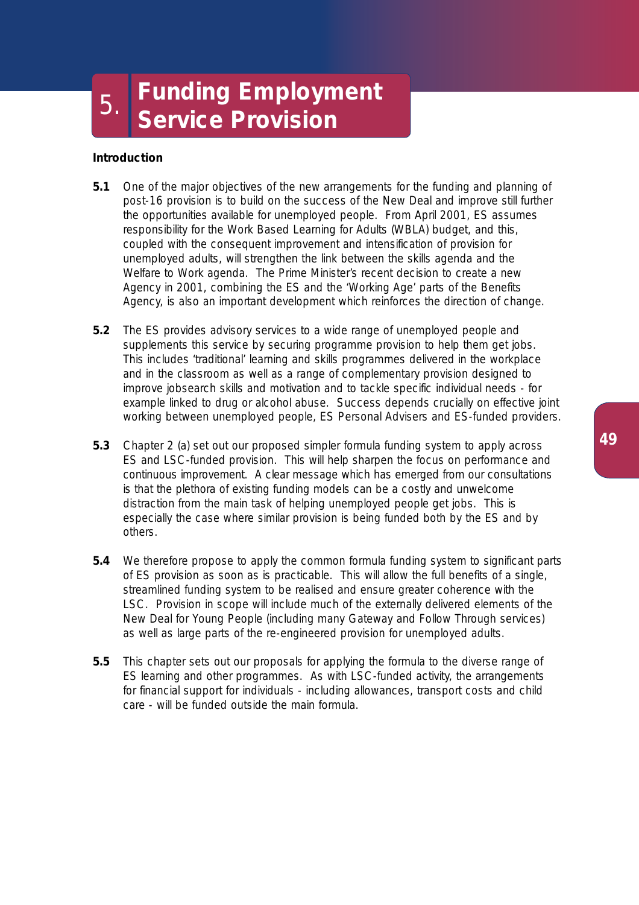# 5. Funding Employment Service Provision

**Introduction**

**5.1** One of the major objectives of the new arrangements for the funding and planning of post-16 provision is to build on the success of the New Deal and improve still further the opportunities available for unemployed people. From April 2001, ES assumes responsibility for the Work Based Learning for Adults (WBLA) budget, and this, coupled with the consequent improvement and intensification of provision for unemployed adults, will strengthen the link between the skills agenda and the Welfare to Work agenda. The Prime Minister's recent decision to create a new Agency in 2001, combining the ES and the 'Working Age' parts of the Benefits Agency, is also an important development which reinforces the direction of change.

**5.2** The ES provides advisory services to a wide range of unemployed people and supplements this service by securing programme provision to help them get jobs. This includes 'traditional' learning and skills programmes delivered in the workplace and in the classroom as well as a range of complementary provision designed to improve jobsearch skills and motivation and to tackle specific individual needs - for example linked to drug or alcohol abuse. Success depends crucially on effective joint working between unemployed people, ES Personal Advisers and ES-funded providers.

**5.3** Chapter 2 (a) set out our proposed simpler formula funding system to apply across ES and LSC-funded provision. This will help sharpen the focus on performance and continuous improvement. A clear message which has emerged from our consultations is that the plethora of existing funding models can be a costly and unwelcome distraction from the main task of helping unemployed people get jobs. This is especially the case where similar provision is being funded both by the ES and by others.

**5.4** We therefore propose to apply the common formula funding system to significant parts of ES provision as soon as is practicable. This will allow the full benefits of a single, streamlined funding system to be realised and ensure greater coherence with the LSC. Provision in scope will include much of the externally delivered elements of the New Deal for Young People (including many Gateway and Follow Through services) as well as large parts of the re-engineered provision for unemployed adults.

**5.5** This chapter sets out our proposals for applying the formula to the diverse range of ES learning and other programmes. As with LSC-funded activity, the arrangements for financial support for individuals - including allowances, transport costs and child care - will be funded outside the main formula.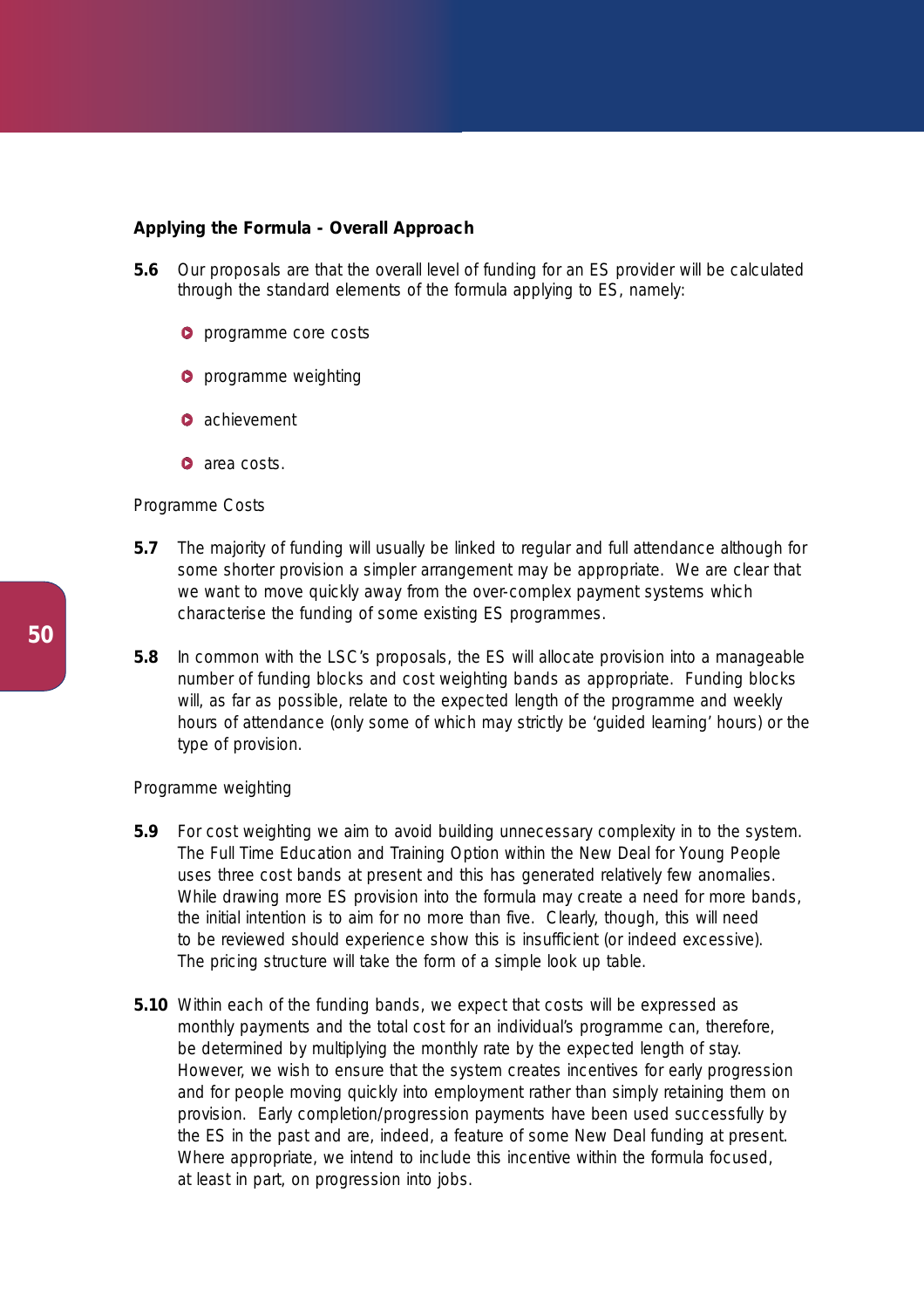## Applying the Formula - Overall Approach

**5.6** Our proposals are that the overall level of funding for an ES provider will be calculated through the standard elements of the formula applying to ES, namely:

- programme core costs
- programme weighting
- achievement
- area costs.

### Programme Costs

**5.7** The majority of funding will usually be linked to regular and full attendance although for some shorter provision a simpler arrangement may be appropriate. We are clear that we want to move quickly away from the over-complex payment systems which characterise the funding of some existing ES programmes.

**5.8** In common with the LSC's proposals, the ES will allocate provision into a manageable number of funding blocks and cost weighting bands as appropriate. Funding blocks will, as far as possible, relate to the expected length of the programme and weekly hours of attendance (only some of which may strictly be 'guided learning' hours) or the type of provision.

### Programme weighting

**5.9** For cost weighting we aim to avoid building unnecessary complexity in to the system. The Full Time Education and Training Option within the New Deal for Young People uses three cost bands at present and this has generated relatively few anomalies. While drawing more ES provision into the formula may create a need for more bands, the initial intention is to aim for no more than five. Clearly, though, this will need to be reviewed should experience show this is insufficient (or indeed excessive). The pricing structure will take the form of a simple look up table.

**5.10** Within each of the funding bands, we expect that costs will be expressed as monthly payments and the total cost for an individual's programme can, therefore, be determined by multiplying the monthly rate by the expected length of stay. However, we wish to ensure that the system creates incentives for early progression and for people moving quickly into employment rather than simply retaining them on provision. Early completion/progression payments have been used successfully by the ES in the past and are, indeed, a feature of some New Deal funding at present. Where appropriate, we intend to include this incentive within the formula focused, at least in part, on progression into jobs.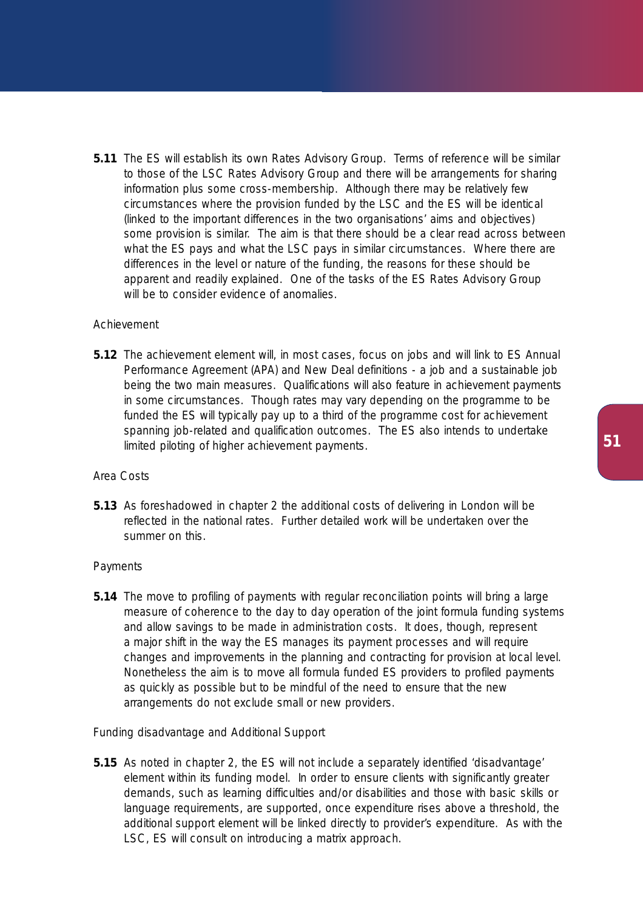**5.11** The ES will establish its own Rates Advisory Group. Terms of reference will be similar to those of the LSC Rates Advisory Group and there will be arrangements for sharing information plus some cross-membership. Although there may be relatively few circumstances where the provision funded by the LSC and the ES will be identical (linked to the important differences in the two organisations' aims and objectives) some provision is similar. The aim is that there should be a clear read across between what the ES pays and what the LSC pays in similar circumstances. Where there are differences in the level or nature of the funding, the reasons for these should be apparent and readily explained. One of the tasks of the ES Rates Advisory Group will be to consider evidence of anomalies.

Achievement

**5.12** The achievement element will, in most cases, focus on jobs and will link to ES Annual Performance Agreement (APA) and New Deal definitions - a job and a sustainable job being the two main measures. Qualifications will also feature in achievement payments in some circumstances. Though rates may vary depending on the programme to be funded the ES will typically pay up to a third of the programme cost for achievement spanning job-related and qualification outcomes. The ES also intends to undertake limited piloting of higher achievement payments.

Area Costs

**5.13** As foreshadowed in chapter 2 the additional costs of delivering in London will be reflected in the national rates. Further detailed work will be undertaken over the summer on this.

Payments

**5.14** The move to profiling of payments with regular reconciliation points will bring a large measure of coherence to the day to day operation of the joint formula funding systems and allow savings to be made in administration costs. It does, though, represent a major shift in the way the ES manages its payment processes and will require changes and improvements in the planning and contracting for provision at local level. Nonetheless the aim is to move all formula funded ES providers to profiled payments as quickly as possible but to be mindful of the need to ensure that the new arrangements do not exclude small or new providers.

Funding disadvantage and Additional Support

**5.15** As noted in chapter 2, the ES will not include a separately identified 'disadvantage' element within its funding model. In order to ensure clients with significantly greater demands, such as learning difficulties and/or disabilities and those with basic skills or language requirements, are supported, once expenditure rises above a threshold, the additional support element will be linked directly to provider's expenditure. As with the LSC, ES will consult on introducing a matrix approach.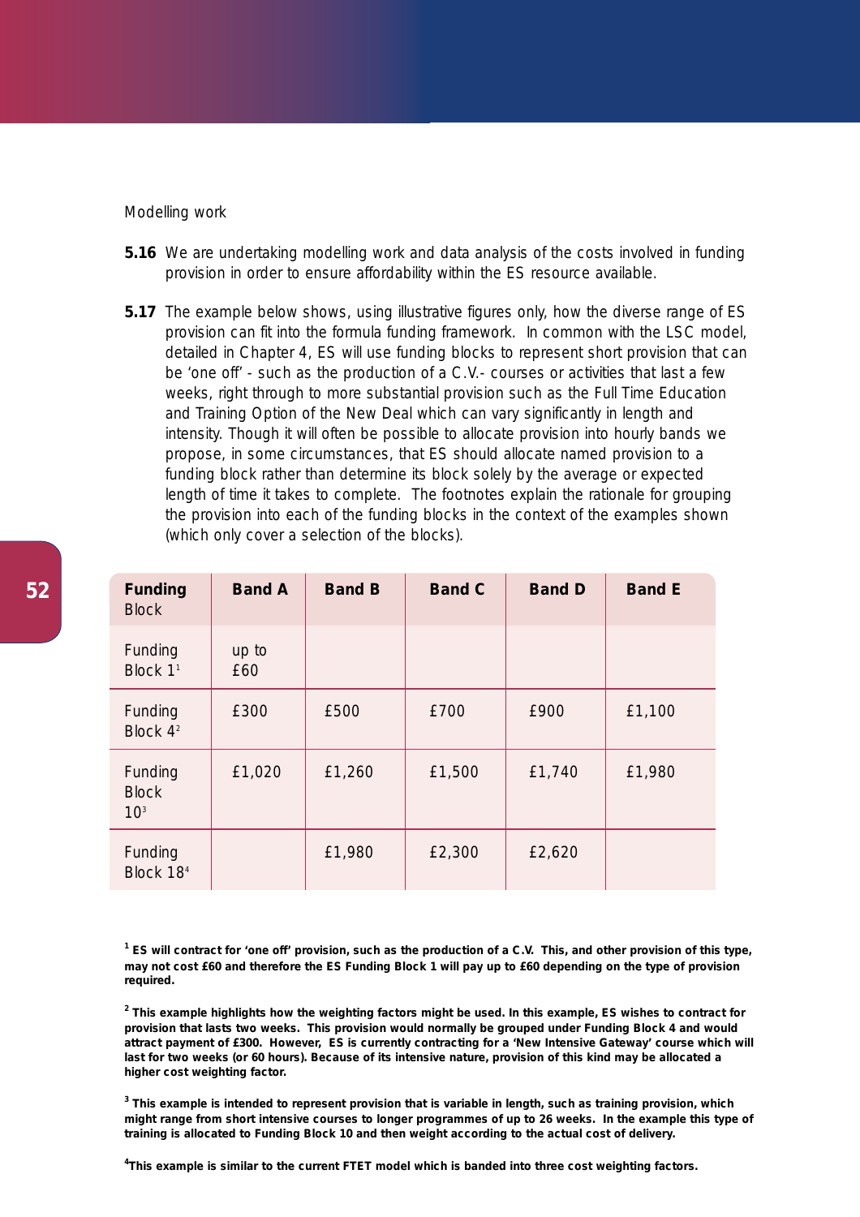Modelling work

**5.16** We are undertaking modelling work and data analysis of the costs involved in funding provision in order to ensure affordability within the ES resource available.

**5.17** The example below shows, using illustrative figures only, how the diverse range of ES provision can fit into the formula funding framework. In common with the LSC model, detailed in Chapter 4, ES will use funding blocks to represent short provision that can be 'one off' - such as the production of a C.V.- courses or activities that last a few weeks, right through to more substantial provision such as the Full Time Education and Training Option of the New Deal which can vary significantly in length and intensity. Though it will often be possible to allocate provision into hourly bands we propose, in some circumstances, that ES should allocate named provision to a funding block rather than determine its block solely by the average or expected length of time it takes to complete. The footnotes explain the rationale for grouping the provision into each of the funding blocks in the context of the examples shown (which only cover a selection of the blocks).

| **Funding** Block | **Band A** | **Band B** | **Band C** | **Band D** | **Band E** |
|---|---|---|---|---|---|
| Funding Block 1[1] | up to £60 | | | | |
| Funding Block 4[2] | £300 | £500 | £700 | £900 | £1,100 |
| Funding Block 10[3] | £1,020 | £1,260 | £1,500 | £1,740 | £1,980 |
| Funding Block 18[4] | | £1,980 | £2,300 | £2,620 | |

**[1] ES will contract for 'one off' provision, such as the production of a C.V. This, and other provision of this type, may not cost £60 and therefore the ES Funding Block 1 will pay up to £60 depending on the type of provision required.**

**[2] This example highlights how the weighting factors might be used. In this example, ES wishes to contract for provision that lasts two weeks. This provision would normally be grouped under Funding Block 4 and would attract payment of £300. However, ES is currently contracting for a 'New Intensive Gateway' course which will last for two weeks (or 60 hours). Because of its intensive nature, provision of this kind may be allocated a higher cost weighting factor.**

**[3] This example is intended to represent provision that is variable in length, such as training provision, which might range from short intensive courses to longer programmes of up to 26 weeks. In the example this type of training is allocated to Funding Block 10 and then weight according to the actual cost of delivery.**

**[4] This example is similar to the current FTET model which is banded into three cost weighting factors.**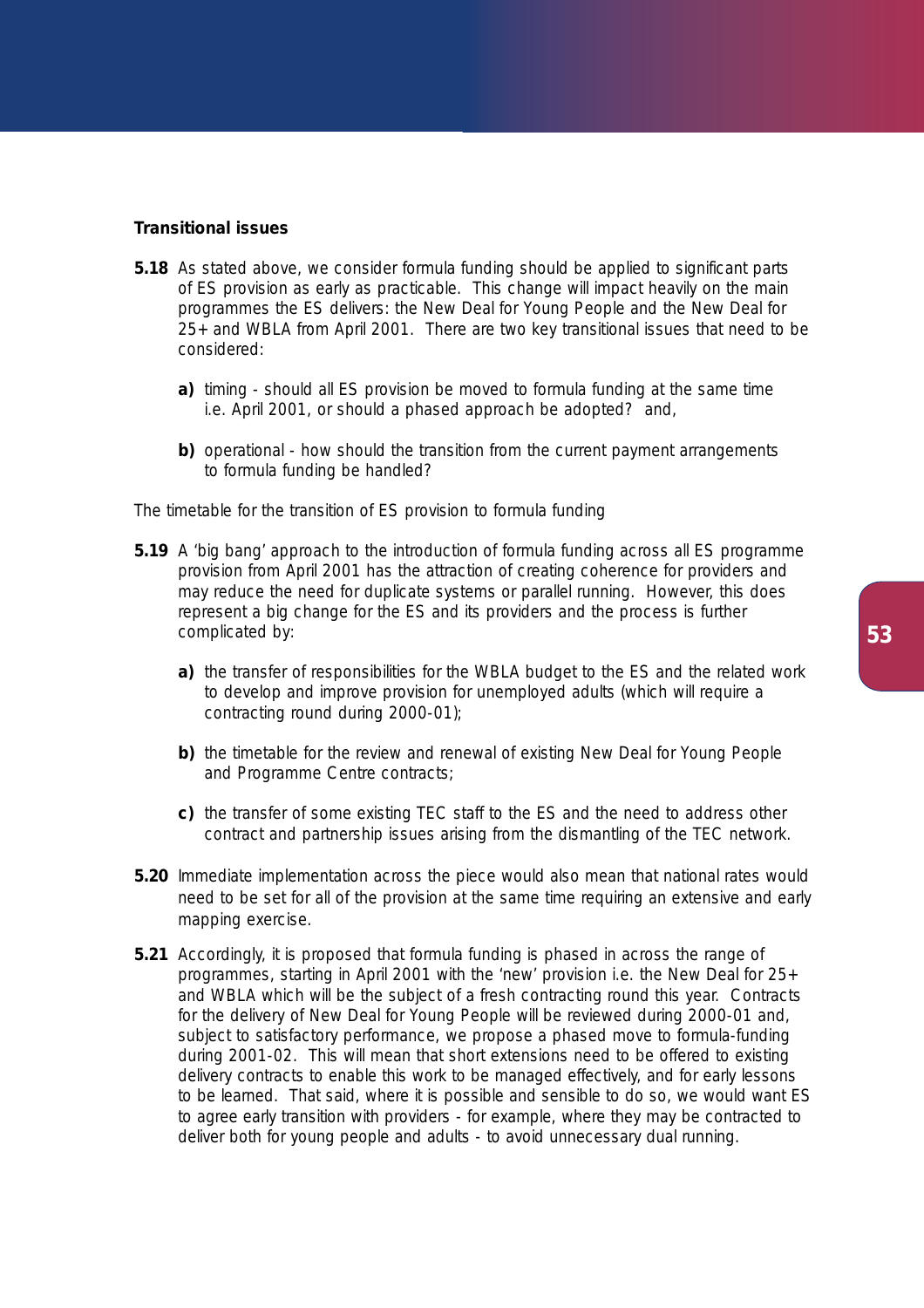**Transitional issues**

**5.18** As stated above, we consider formula funding should be applied to significant parts of ES provision as early as practicable. This change will impact heavily on the main programmes the ES delivers: the New Deal for Young People and the New Deal for 25+ and WBLA from April 2001. There are two key transitional issues that need to be considered:

- **a)** timing - should all ES provision be moved to formula funding at the same time i.e. April 2001, or should a phased approach be adopted? and,
- **b)** operational - how should the transition from the current payment arrangements to formula funding be handled?

The timetable for the transition of ES provision to formula funding

**5.19** A 'big bang' approach to the introduction of formula funding across all ES programme provision from April 2001 has the attraction of creating coherence for providers and may reduce the need for duplicate systems or parallel running. However, this does represent a big change for the ES and its providers and the process is further complicated by:

- **a)** the transfer of responsibilities for the WBLA budget to the ES and the related work to develop and improve provision for unemployed adults (which will require a contracting round during 2000-01);
- **b)** the timetable for the review and renewal of existing New Deal for Young People and Programme Centre contracts;
- **c)** the transfer of some existing TEC staff to the ES and the need to address other contract and partnership issues arising from the dismantling of the TEC network.

**5.20** Immediate implementation across the piece would also mean that national rates would need to be set for all of the provision at the same time requiring an extensive and early mapping exercise.

**5.21** Accordingly, it is proposed that formula funding is phased in across the range of programmes, starting in April 2001 with the 'new' provision i.e. the New Deal for 25+ and WBLA which will be the subject of a fresh contracting round this year. Contracts for the delivery of New Deal for Young People will be reviewed during 2000-01 and, subject to satisfactory performance, we propose a phased move to formula-funding during 2001-02. This will mean that short extensions need to be offered to existing delivery contracts to enable this work to be managed effectively, and for early lessons to be learned. That said, where it is possible and sensible to do so, we would want ES to agree early transition with providers - for example, where they may be contracted to deliver both for young people and adults - to avoid unnecessary dual running.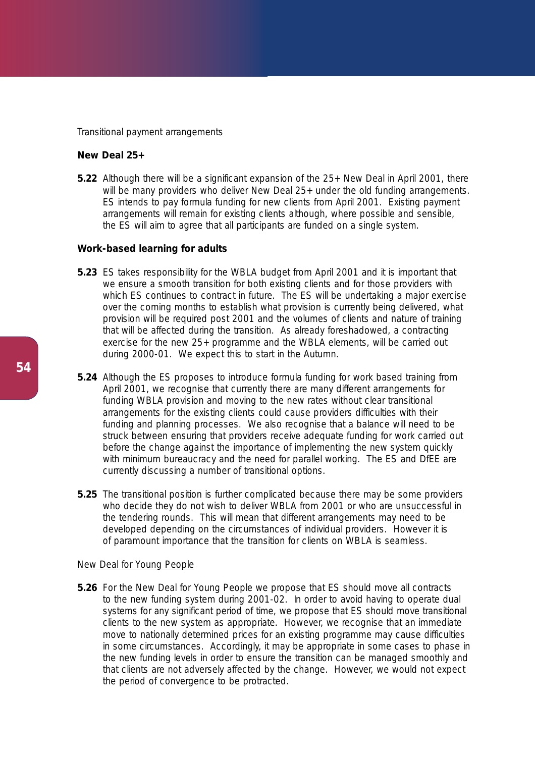Transitional payment arrangements

**New Deal 25+**

**5.22** Although there will be a significant expansion of the 25+ New Deal in April 2001, there will be many providers who deliver New Deal 25+ under the old funding arrangements. ES intends to pay formula funding for new clients from April 2001. Existing payment arrangements will remain for existing clients although, where possible and sensible, the ES will aim to agree that all participants are funded on a single system.

**Work-based learning for adults**

**5.23** ES takes responsibility for the WBLA budget from April 2001 and it is important that we ensure a smooth transition for both existing clients and for those providers with which ES continues to contract in future. The ES will be undertaking a major exercise over the coming months to establish what provision is currently being delivered, what provision will be required post 2001 and the volumes of clients and nature of training that will be affected during the transition. As already foreshadowed, a contracting exercise for the new 25+ programme and the WBLA elements, will be carried out during 2000-01. We expect this to start in the Autumn.

**5.24** Although the ES proposes to introduce formula funding for work based training from April 2001, we recognise that currently there are many different arrangements for funding WBLA provision and moving to the new rates without clear transitional arrangements for the existing clients could cause providers difficulties with their funding and planning processes. We also recognise that a balance will need to be struck between ensuring that providers receive adequate funding for work carried out before the change against the importance of implementing the new system quickly with minimum bureaucracy and the need for parallel working. The ES and DfEE are currently discussing a number of transitional options.

**5.25** The transitional position is further complicated because there may be some providers who decide they do not wish to deliver WBLA from 2001 or who are unsuccessful in the tendering rounds. This will mean that different arrangements may need to be developed depending on the circumstances of individual providers. However it is of paramount importance that the transition for clients on WBLA is seamless.

<u>New Deal for Young People</u>

**5.26** For the New Deal for Young People we propose that ES should move all contracts to the new funding system during 2001-02. In order to avoid having to operate dual systems for any significant period of time, we propose that ES should move transitional clients to the new system as appropriate. However, we recognise that an immediate move to nationally determined prices for an existing programme may cause difficulties in some circumstances. Accordingly, it may be appropriate in some cases to phase in the new funding levels in order to ensure the transition can be managed smoothly and that clients are not adversely affected by the change. However, we would not expect the period of convergence to be protracted.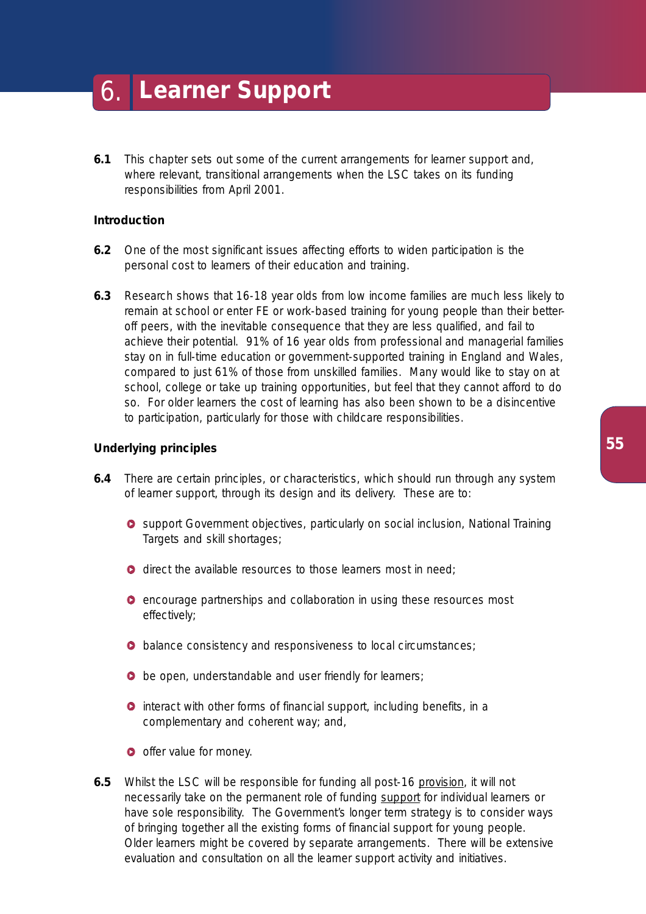# 6. Learner Support

**6.1** This chapter sets out some of the current arrangements for learner support and, where relevant, transitional arrangements when the LSC takes on its funding responsibilities from April 2001.

**Introduction**

**6.2** One of the most significant issues affecting efforts to widen participation is the personal cost to learners of their education and training.

**6.3** Research shows that 16-18 year olds from low income families are much less likely to remain at school or enter FE or work-based training for young people than their better-off peers, with the inevitable consequence that they are less qualified, and fail to achieve their potential. 91% of 16 year olds from professional and managerial families stay on in full-time education or government-supported training in England and Wales, compared to just 61% of those from unskilled families. Many would like to stay on at school, college or take up training opportunities, but feel that they cannot afford to do so. For older learners the cost of learning has also been shown to be a disincentive to participation, particularly for those with childcare responsibilities.

**Underlying principles**

**6.4** There are certain principles, or characteristics, which should run through any system of learner support, through its design and its delivery. These are to:

- support Government objectives, particularly on social inclusion, National Training Targets and skill shortages;
- direct the available resources to those learners most in need;
- encourage partnerships and collaboration in using these resources most effectively;
- balance consistency and responsiveness to local circumstances;
- be open, understandable and user friendly for learners;
- interact with other forms of financial support, including benefits, in a complementary and coherent way; and,
- offer value for money.

**6.5** Whilst the LSC will be responsible for funding all post-16 <u>provision</u>, it will not necessarily take on the permanent role of funding <u>support</u> for individual learners or have sole responsibility. The Government's longer term strategy is to consider ways of bringing together all the existing forms of financial support for young people. Older learners might be covered by separate arrangements. There will be extensive evaluation and consultation on all the learner support activity and initiatives.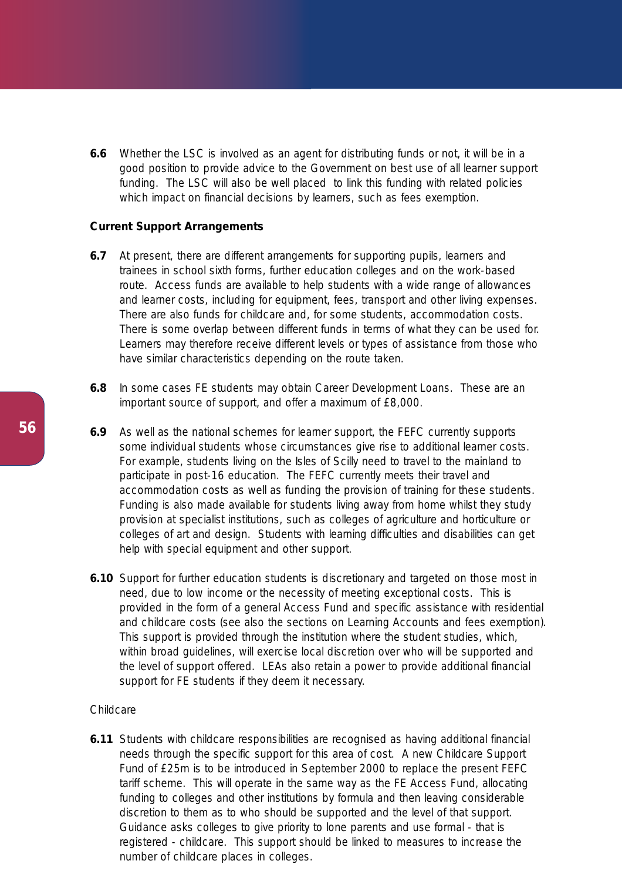**6.6** Whether the LSC is involved as an agent for distributing funds or not, it will be in a good position to provide advice to the Government on best use of all learner support funding. The LSC will also be well placed to link this funding with related policies which impact on financial decisions by learners, such as fees exemption.

**Current Support Arrangements**

**6.7** At present, there are different arrangements for supporting pupils, learners and trainees in school sixth forms, further education colleges and on the work-based route. Access funds are available to help students with a wide range of allowances and learner costs, including for equipment, fees, transport and other living expenses. There are also funds for childcare and, for some students, accommodation costs. There is some overlap between different funds in terms of what they can be used for. Learners may therefore receive different levels or types of assistance from those who have similar characteristics depending on the route taken.

**6.8** In some cases FE students may obtain Career Development Loans. These are an important source of support, and offer a maximum of £8,000.

**6.9** As well as the national schemes for learner support, the FEFC currently supports some individual students whose circumstances give rise to additional learner costs. For example, students living on the Isles of Scilly need to travel to the mainland to participate in post-16 education. The FEFC currently meets their travel and accommodation costs as well as funding the provision of training for these students. Funding is also made available for students living away from home whilst they study provision at specialist institutions, such as colleges of agriculture and horticulture or colleges of art and design. Students with learning difficulties and disabilities can get help with special equipment and other support.

**6.10** Support for further education students is discretionary and targeted on those most in need, due to low income or the necessity of meeting exceptional costs. This is provided in the form of a general Access Fund and specific assistance with residential and childcare costs (see also the sections on Learning Accounts and fees exemption). This support is provided through the institution where the student studies, which, within broad guidelines, will exercise local discretion over who will be supported and the level of support offered. LEAs also retain a power to provide additional financial support for FE students if they deem it necessary.

Childcare

**6.11** Students with childcare responsibilities are recognised as having additional financial needs through the specific support for this area of cost. A new Childcare Support Fund of £25m is to be introduced in September 2000 to replace the present FEFC tariff scheme. This will operate in the same way as the FE Access Fund, allocating funding to colleges and other institutions by formula and then leaving considerable discretion to them as to who should be supported and the level of that support. Guidance asks colleges to give priority to lone parents and use formal - that is registered - childcare. This support should be linked to measures to increase the number of childcare places in colleges.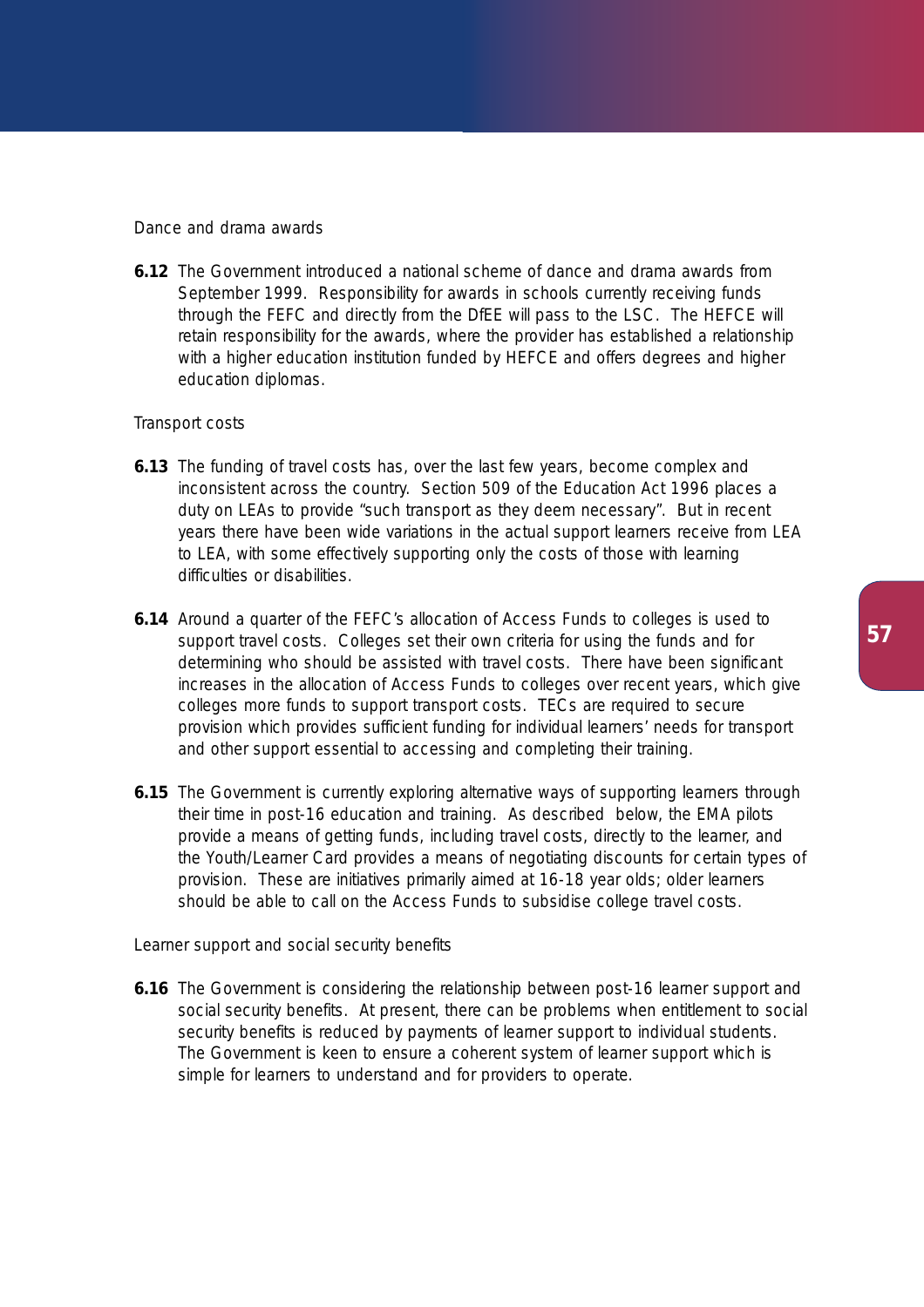### Dance and drama awards

**6.12** The Government introduced a national scheme of dance and drama awards from September 1999. Responsibility for awards in schools currently receiving funds through the FEFC and directly from the DfEE will pass to the LSC. The HEFCE will retain responsibility for the awards, where the provider has established a relationship with a higher education institution funded by HEFCE and offers degrees and higher education diplomas.

### Transport costs

**6.13** The funding of travel costs has, over the last few years, become complex and inconsistent across the country. Section 509 of the Education Act 1996 places a duty on LEAs to provide "such transport as they deem necessary". But in recent years there have been wide variations in the actual support learners receive from LEA to LEA, with some effectively supporting only the costs of those with learning difficulties or disabilities.

**6.14** Around a quarter of the FEFC's allocation of Access Funds to colleges is used to support travel costs. Colleges set their own criteria for using the funds and for determining who should be assisted with travel costs. There have been significant increases in the allocation of Access Funds to colleges over recent years, which give colleges more funds to support transport costs. TECs are required to secure provision which provides sufficient funding for individual learners' needs for transport and other support essential to accessing and completing their training.

**6.15** The Government is currently exploring alternative ways of supporting learners through their time in post-16 education and training. As described below, the EMA pilots provide a means of getting funds, including travel costs, directly to the learner, and the Youth/Learner Card provides a means of negotiating discounts for certain types of provision. These are initiatives primarily aimed at 16-18 year olds; older learners should be able to call on the Access Funds to subsidise college travel costs.

### Learner support and social security benefits

**6.16** The Government is considering the relationship between post-16 learner support and social security benefits. At present, there can be problems when entitlement to social security benefits is reduced by payments of learner support to individual students. The Government is keen to ensure a coherent system of learner support which is simple for learners to understand and for providers to operate.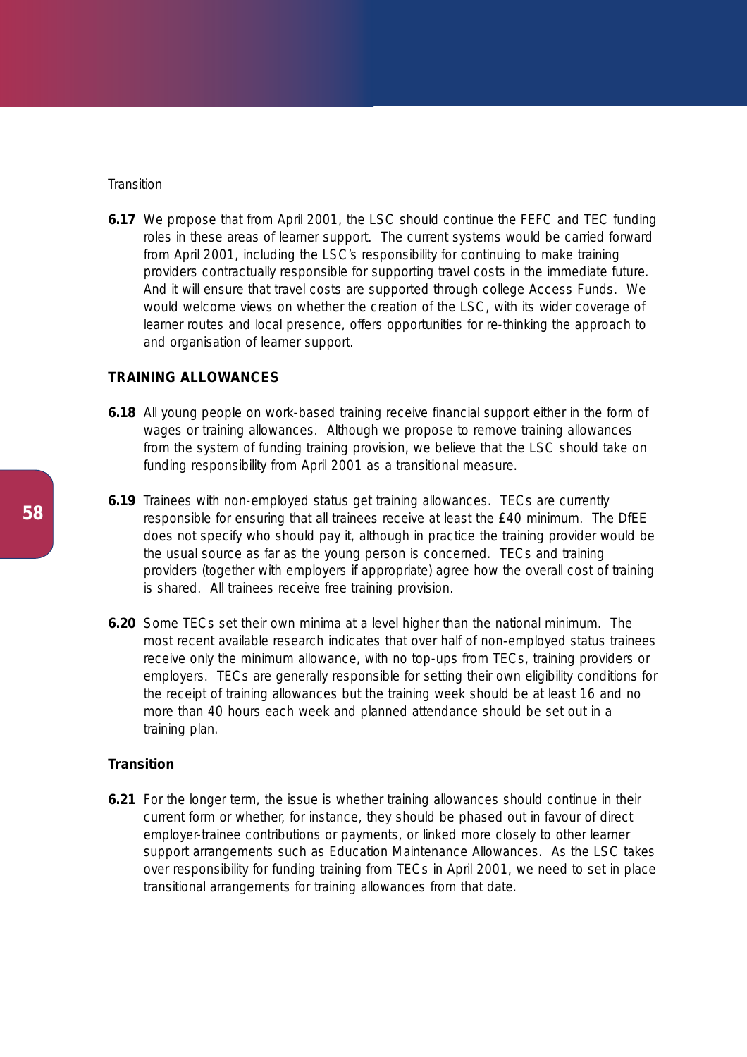Transition

**6.17** We propose that from April 2001, the LSC should continue the FEFC and TEC funding roles in these areas of learner support. The current systems would be carried forward from April 2001, including the LSC's responsibility for continuing to make training providers contractually responsible for supporting travel costs in the immediate future. And it will ensure that travel costs are supported through college Access Funds. We would welcome views on whether the creation of the LSC, with its wider coverage of learner routes and local presence, offers opportunities for re-thinking the approach to and organisation of learner support.

## TRAINING ALLOWANCES

**6.18** All young people on work-based training receive financial support either in the form of wages or training allowances. Although we propose to remove training allowances from the system of funding training provision, we believe that the LSC should take on funding responsibility from April 2001 as a transitional measure.

**6.19** Trainees with non-employed status get training allowances. TECs are currently responsible for ensuring that all trainees receive at least the £40 minimum. The DfEE does not specify who should pay it, although in practice the training provider would be the usual source as far as the young person is concerned. TECs and training providers (together with employers if appropriate) agree how the overall cost of training is shared. All trainees receive free training provision.

**6.20** Some TECs set their own minima at a level higher than the national minimum. The most recent available research indicates that over half of non-employed status trainees receive only the minimum allowance, with no top-ups from TECs, training providers or employers. TECs are generally responsible for setting their own eligibility conditions for the receipt of training allowances but the training week should be at least 16 and no more than 40 hours each week and planned attendance should be set out in a training plan.

### Transition

**6.21** For the longer term, the issue is whether training allowances should continue in their current form or whether, for instance, they should be phased out in favour of direct employer-trainee contributions or payments, or linked more closely to other learner support arrangements such as Education Maintenance Allowances. As the LSC takes over responsibility for funding training from TECs in April 2001, we need to set in place transitional arrangements for training allowances from that date.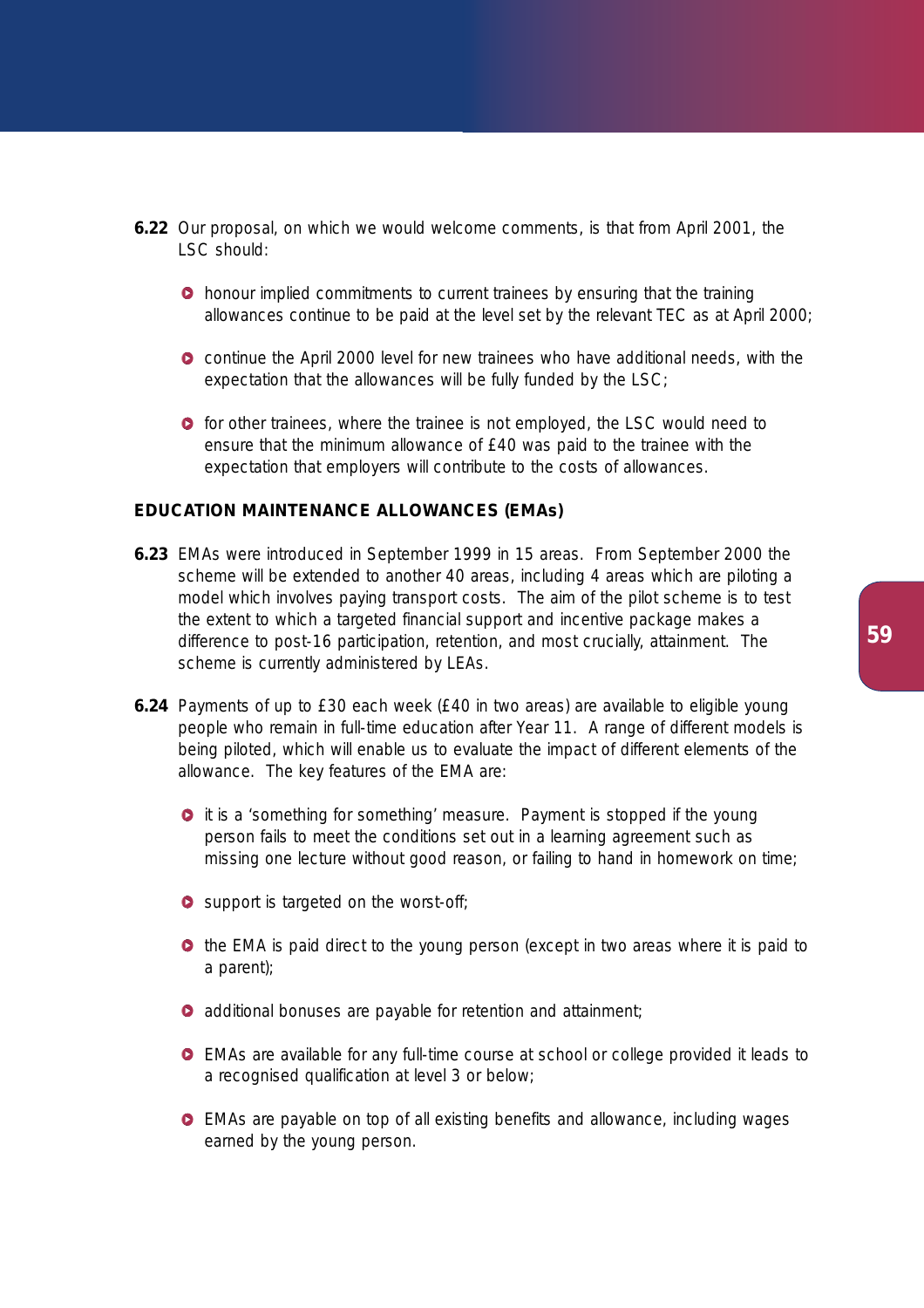**6.22** Our proposal, on which we would welcome comments, is that from April 2001, the LSC should:

- honour implied commitments to current trainees by ensuring that the training allowances continue to be paid at the level set by the relevant TEC as at April 2000;
- continue the April 2000 level for new trainees who have additional needs, with the expectation that the allowances will be fully funded by the LSC;
- for other trainees, where the trainee is not employed, the LSC would need to ensure that the minimum allowance of £40 was paid to the trainee with the expectation that employers will contribute to the costs of allowances.

### EDUCATION MAINTENANCE ALLOWANCES (EMAs)

**6.23** EMAs were introduced in September 1999 in 15 areas. From September 2000 the scheme will be extended to another 40 areas, including 4 areas which are piloting a model which involves paying transport costs. The aim of the pilot scheme is to test the extent to which a targeted financial support and incentive package makes a difference to post-16 participation, retention, and most crucially, attainment. The scheme is currently administered by LEAs.

**6.24** Payments of up to £30 each week (£40 in two areas) are available to eligible young people who remain in full-time education after Year 11. A range of different models is being piloted, which will enable us to evaluate the impact of different elements of the allowance. The key features of the EMA are:

- it is a 'something for something' measure. Payment is stopped if the young person fails to meet the conditions set out in a learning agreement such as missing one lecture without good reason, or failing to hand in homework on time;
- support is targeted on the worst-off;
- the EMA is paid direct to the young person (except in two areas where it is paid to a parent);
- additional bonuses are payable for retention and attainment;
- EMAs are available for any full-time course at school or college provided it leads to a recognised qualification at level 3 or below;
- EMAs are payable on top of all existing benefits and allowance, including wages earned by the young person.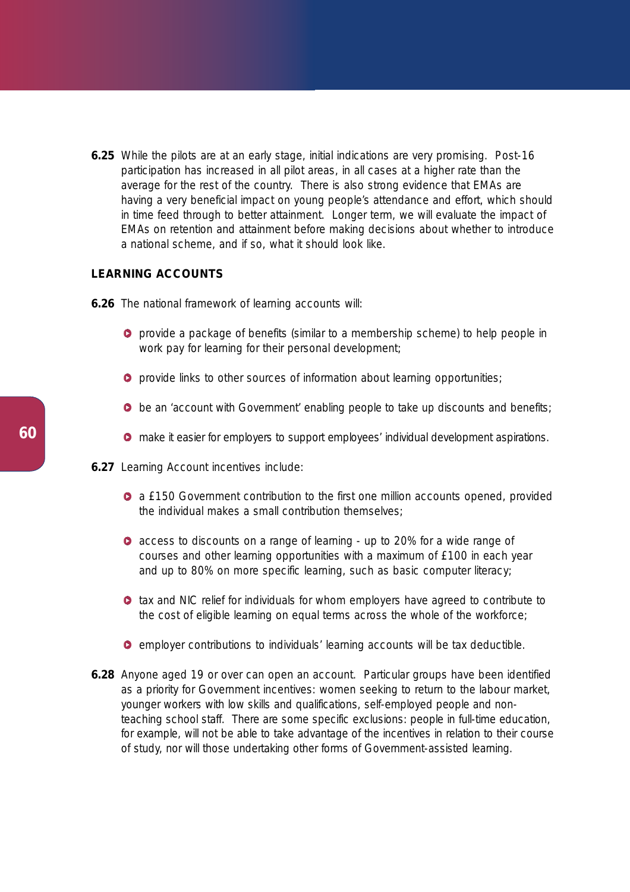**6.25** While the pilots are at an early stage, initial indications are very promising. Post-16 participation has increased in all pilot areas, in all cases at a higher rate than the average for the rest of the country. There is also strong evidence that EMAs are having a very beneficial impact on young people's attendance and effort, which should in time feed through to better attainment. Longer term, we will evaluate the impact of EMAs on retention and attainment before making decisions about whether to introduce a national scheme, and if so, what it should look like.

## LEARNING ACCOUNTS

**6.26** The national framework of learning accounts will:

- provide a package of benefits (similar to a membership scheme) to help people in work pay for learning for their personal development;
- provide links to other sources of information about learning opportunities;
- be an 'account with Government' enabling people to take up discounts and benefits;
- make it easier for employers to support employees' individual development aspirations.

**6.27** Learning Account incentives include:

- a £150 Government contribution to the first one million accounts opened, provided the individual makes a small contribution themselves;
- access to discounts on a range of learning - up to 20% for a wide range of courses and other learning opportunities with a maximum of £100 in each year and up to 80% on more specific learning, such as basic computer literacy;
- tax and NIC relief for individuals for whom employers have agreed to contribute to the cost of eligible learning on equal terms across the whole of the workforce;
- employer contributions to individuals' learning accounts will be tax deductible.

**6.28** Anyone aged 19 or over can open an account. Particular groups have been identified as a priority for Government incentives: women seeking to return to the labour market, younger workers with low skills and qualifications, self-employed people and non-teaching school staff. There are some specific exclusions: people in full-time education, for example, will not be able to take advantage of the incentives in relation to their course of study, nor will those undertaking other forms of Government-assisted learning.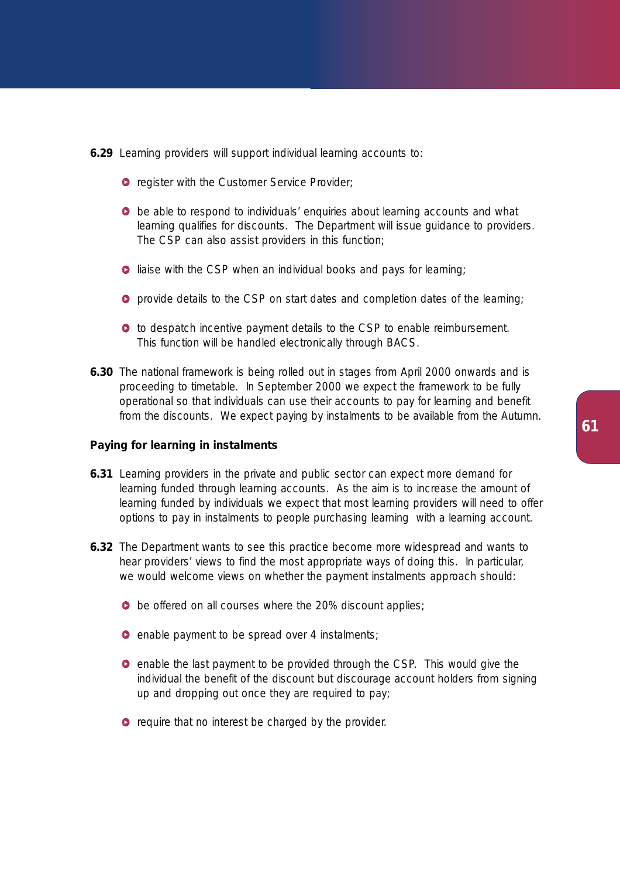**6.29** Learning providers will support individual learning accounts to:

- register with the Customer Service Provider;
- be able to respond to individuals' enquiries about learning accounts and what learning qualifies for discounts. The Department will issue guidance to providers. The CSP can also assist providers in this function;
- liaise with the CSP when an individual books and pays for learning;
- provide details to the CSP on start dates and completion dates of the learning;
- to despatch incentive payment details to the CSP to enable reimbursement. This function will be handled electronically through BACS.

**6.30** The national framework is being rolled out in stages from April 2000 onwards and is proceeding to timetable. In September 2000 we expect the framework to be fully operational so that individuals can use their accounts to pay for learning and benefit from the discounts. We expect paying by instalments to be available from the Autumn.

**Paying for learning in instalments**

**6.31** Learning providers in the private and public sector can expect more demand for learning funded through learning accounts. As the aim is to increase the amount of learning funded by individuals we expect that most learning providers will need to offer options to pay in instalments to people purchasing learning with a learning account.

**6.32** The Department wants to see this practice become more widespread and wants to hear providers' views to find the most appropriate ways of doing this. In particular, we would welcome views on whether the payment instalments approach should:

- be offered on all courses where the 20% discount applies;
- enable payment to be spread over 4 instalments;
- enable the last payment to be provided through the CSP. This would give the individual the benefit of the discount but discourage account holders from signing up and dropping out once they are required to pay;
- require that no interest be charged by the provider.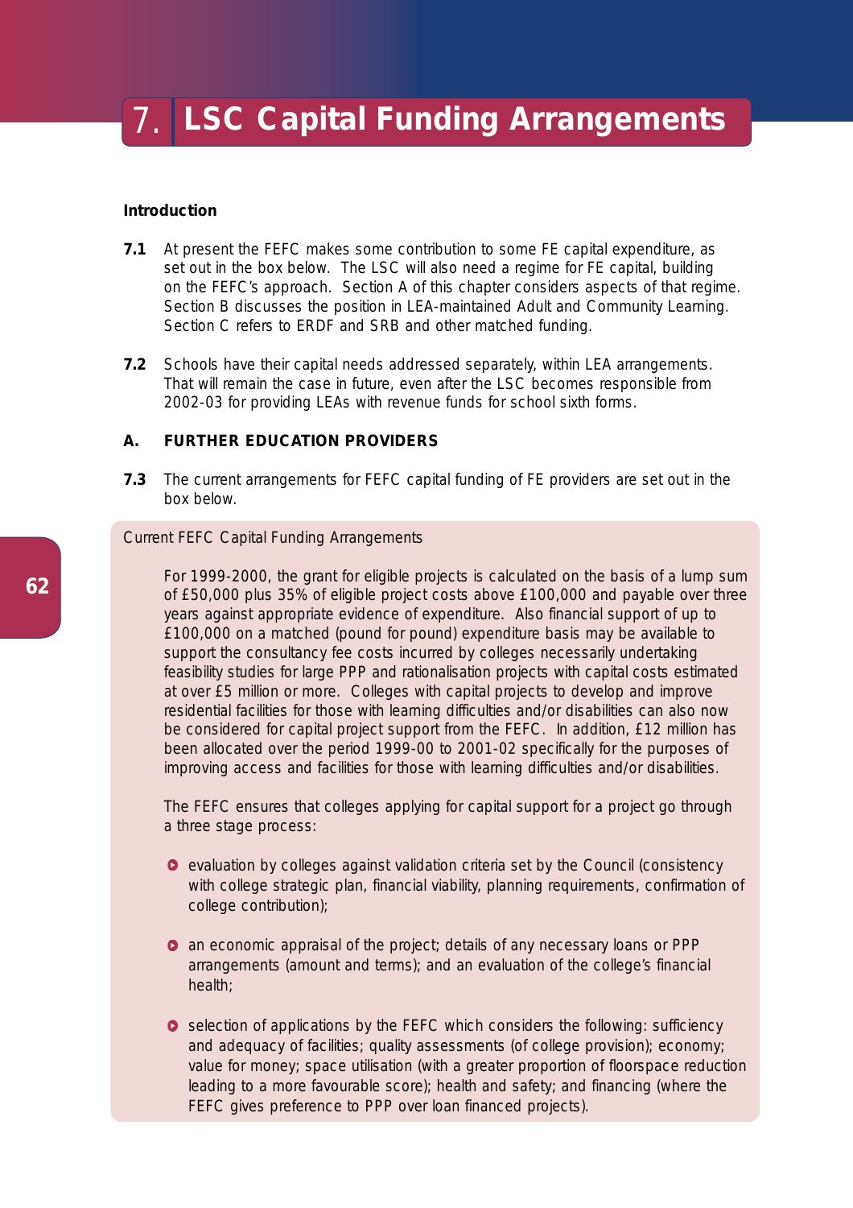# 7. LSC Capital Funding Arrangements

**Introduction**

**7.1** At present the FEFC makes some contribution to some FE capital expenditure, as set out in the box below. The LSC will also need a regime for FE capital, building on the FEFC's approach. Section A of this chapter considers aspects of that regime. Section B discusses the position in LEA-maintained Adult and Community Learning. Section C refers to ERDF and SRB and other matched funding.

**7.2** Schools have their capital needs addressed separately, within LEA arrangements. That will remain the case in future, even after the LSC becomes responsible from 2002-03 for providing LEAs with revenue funds for school sixth forms.

**A. FURTHER EDUCATION PROVIDERS**

**7.3** The current arrangements for FEFC capital funding of FE providers are set out in the box below.

> Current FEFC Capital Funding Arrangements
>
> For 1999-2000, the grant for eligible projects is calculated on the basis of a lump sum of £50,000 plus 35% of eligible project costs above £100,000 and payable over three years against appropriate evidence of expenditure. Also financial support of up to £100,000 on a matched (pound for pound) expenditure basis may be available to support the consultancy fee costs incurred by colleges necessarily undertaking feasibility studies for large PPP and rationalisation projects with capital costs estimated at over £5 million or more. Colleges with capital projects to develop and improve residential facilities for those with learning difficulties and/or disabilities can also now be considered for capital project support from the FEFC. In addition, £12 million has been allocated over the period 1999-00 to 2001-02 specifically for the purposes of improving access and facilities for those with learning difficulties and/or disabilities.
>
> The FEFC ensures that colleges applying for capital support for a project go through a three stage process:
>
> - evaluation by colleges against validation criteria set by the Council (consistency with college strategic plan, financial viability, planning requirements, confirmation of college contribution);
> - an economic appraisal of the project; details of any necessary loans or PPP arrangements (amount and terms); and an evaluation of the college's financial health;
> - selection of applications by the FEFC which considers the following: sufficiency and adequacy of facilities; quality assessments (of college provision); economy; value for money; space utilisation (with a greater proportion of floorspace reduction leading to a more favourable score); health and safety; and financing (where the FEFC gives preference to PPP over loan financed projects).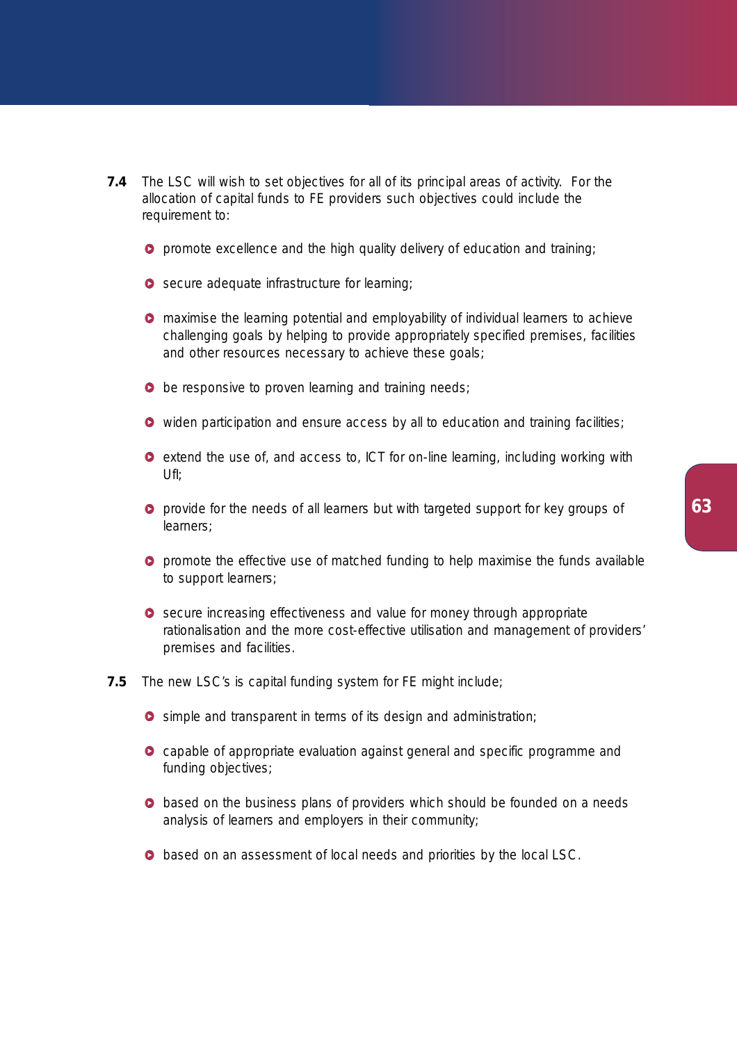**7.4** The LSC will wish to set objectives for all of its principal areas of activity. For the allocation of capital funds to FE providers such objectives could include the requirement to:

- promote excellence and the high quality delivery of education and training;
- secure adequate infrastructure for learning;
- maximise the learning potential and employability of individual learners to achieve challenging goals by helping to provide appropriately specified premises, facilities and other resources necessary to achieve these goals;
- be responsive to proven learning and training needs;
- widen participation and ensure access by all to education and training facilities;
- extend the use of, and access to, ICT for on-line learning, including working with UfI;
- provide for the needs of all learners but with targeted support for key groups of learners;
- promote the effective use of matched funding to help maximise the funds available to support learners;
- secure increasing effectiveness and value for money through appropriate rationalisation and the more cost-effective utilisation and management of providers' premises and facilities.

**7.5** The new LSC's is capital funding system for FE might include;

- simple and transparent in terms of its design and administration;
- capable of appropriate evaluation against general and specific programme and funding objectives;
- based on the business plans of providers which should be founded on a needs analysis of learners and employers in their community;
- based on an assessment of local needs and priorities by the local LSC.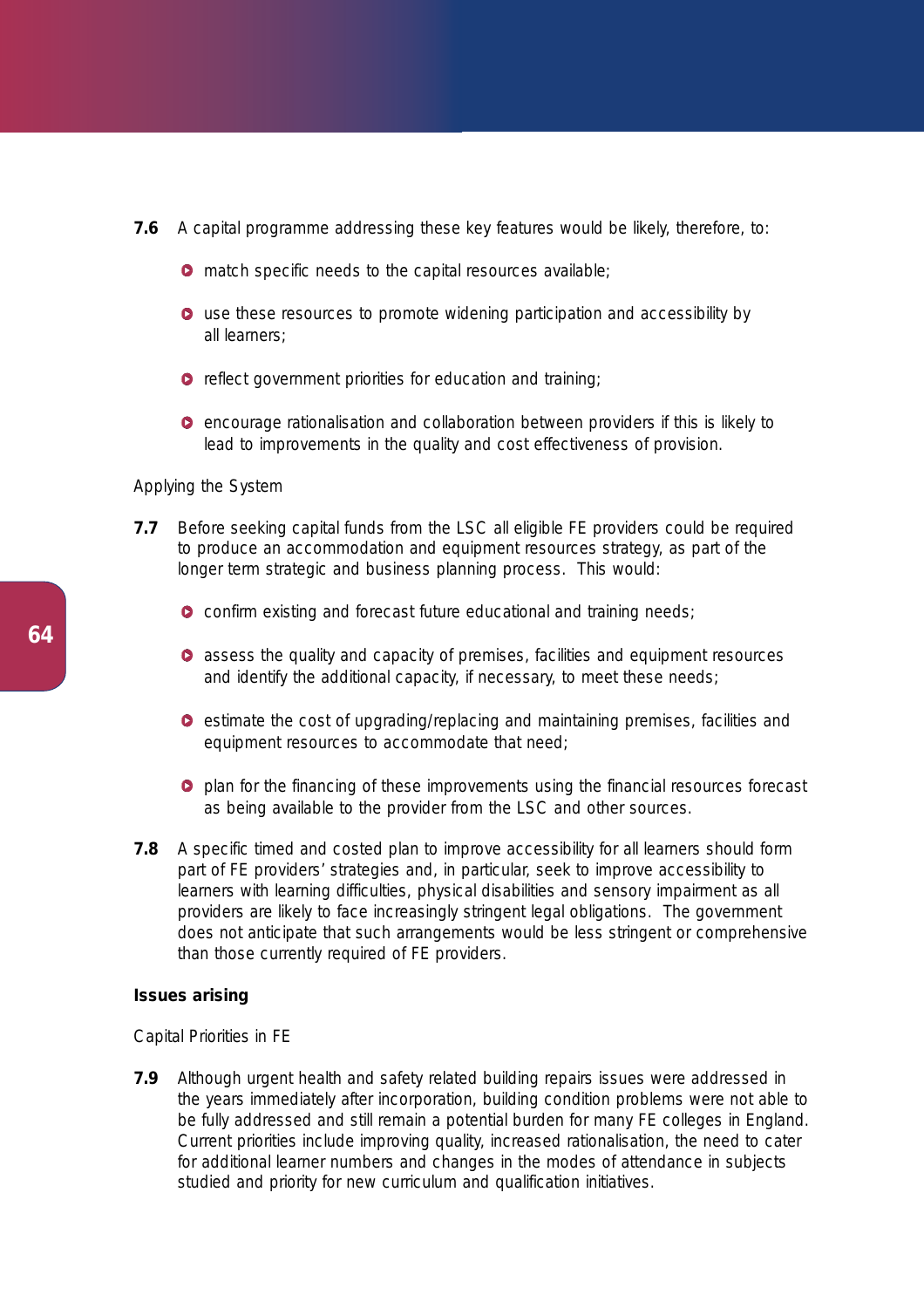**7.6** A capital programme addressing these key features would be likely, therefore, to:

- match specific needs to the capital resources available;
- use these resources to promote widening participation and accessibility by all learners;
- reflect government priorities for education and training;
- encourage rationalisation and collaboration between providers if this is likely to lead to improvements in the quality and cost effectiveness of provision.

Applying the System

**7.7** Before seeking capital funds from the LSC all eligible FE providers could be required to produce an accommodation and equipment resources strategy, as part of the longer term strategic and business planning process. This would:

- confirm existing and forecast future educational and training needs;
- assess the quality and capacity of premises, facilities and equipment resources and identify the additional capacity, if necessary, to meet these needs;
- estimate the cost of upgrading/replacing and maintaining premises, facilities and equipment resources to accommodate that need;
- plan for the financing of these improvements using the financial resources forecast as being available to the provider from the LSC and other sources.

**7.8** A specific timed and costed plan to improve accessibility for all learners should form part of FE providers' strategies and, in particular, seek to improve accessibility to learners with learning difficulties, physical disabilities and sensory impairment as all providers are likely to face increasingly stringent legal obligations. The government does not anticipate that such arrangements would be less stringent or comprehensive than those currently required of FE providers.

**Issues arising**

Capital Priorities in FE

**7.9** Although urgent health and safety related building repairs issues were addressed in the years immediately after incorporation, building condition problems were not able to be fully addressed and still remain a potential burden for many FE colleges in England. Current priorities include improving quality, increased rationalisation, the need to cater for additional learner numbers and changes in the modes of attendance in subjects studied and priority for new curriculum and qualification initiatives.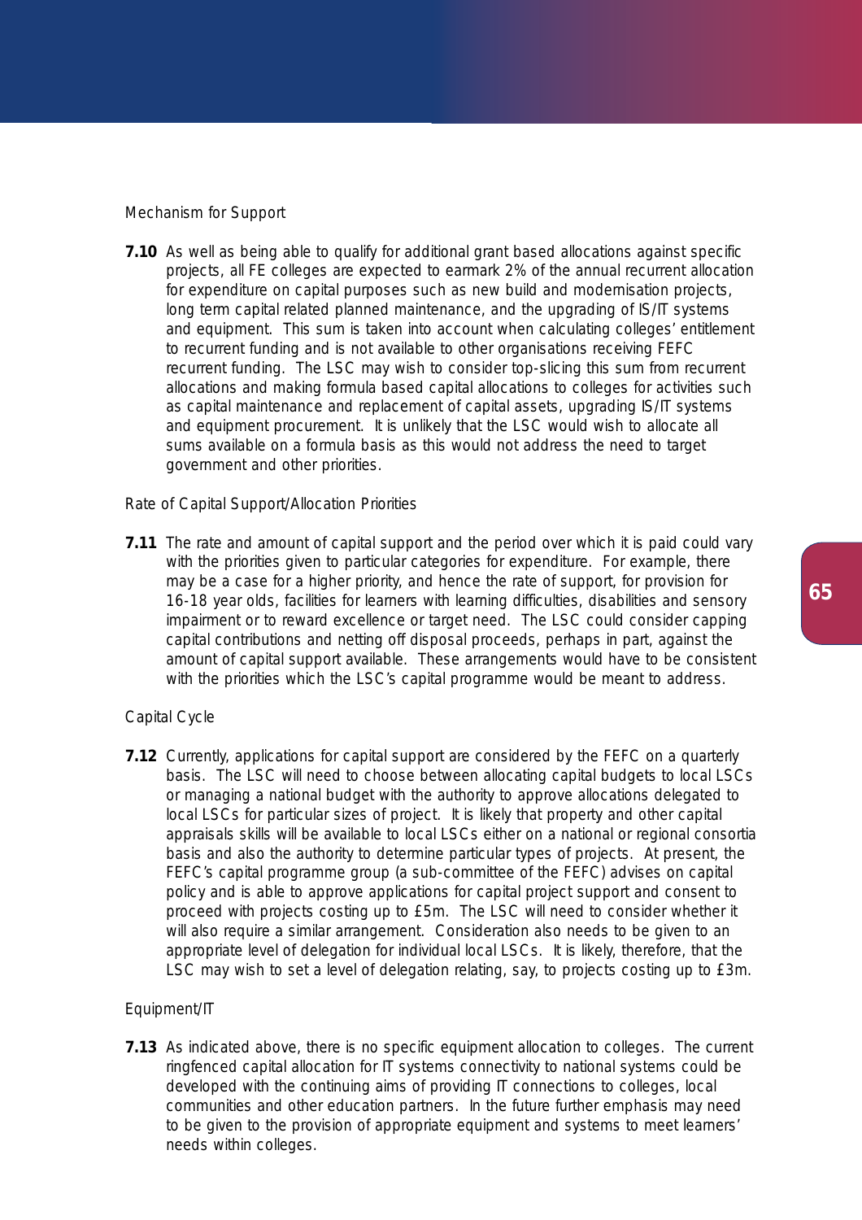Mechanism for Support

**7.10** As well as being able to qualify for additional grant based allocations against specific projects, all FE colleges are expected to earmark 2% of the annual recurrent allocation for expenditure on capital purposes such as new build and modernisation projects, long term capital related planned maintenance, and the upgrading of IS/IT systems and equipment. This sum is taken into account when calculating colleges' entitlement to recurrent funding and is not available to other organisations receiving FEFC recurrent funding. The LSC may wish to consider top-slicing this sum from recurrent allocations and making formula based capital allocations to colleges for activities such as capital maintenance and replacement of capital assets, upgrading IS/IT systems and equipment procurement. It is unlikely that the LSC would wish to allocate all sums available on a formula basis as this would not address the need to target government and other priorities.

Rate of Capital Support/Allocation Priorities

**7.11** The rate and amount of capital support and the period over which it is paid could vary with the priorities given to particular categories for expenditure. For example, there may be a case for a higher priority, and hence the rate of support, for provision for 16-18 year olds, facilities for learners with learning difficulties, disabilities and sensory impairment or to reward excellence or target need. The LSC could consider capping capital contributions and netting off disposal proceeds, perhaps in part, against the amount of capital support available. These arrangements would have to be consistent with the priorities which the LSC's capital programme would be meant to address.

Capital Cycle

**7.12** Currently, applications for capital support are considered by the FEFC on a quarterly basis. The LSC will need to choose between allocating capital budgets to local LSCs or managing a national budget with the authority to approve allocations delegated to local LSCs for particular sizes of project. It is likely that property and other capital appraisals skills will be available to local LSCs either on a national or regional consortia basis and also the authority to determine particular types of projects. At present, the FEFC's capital programme group (a sub-committee of the FEFC) advises on capital policy and is able to approve applications for capital project support and consent to proceed with projects costing up to £5m. The LSC will need to consider whether it will also require a similar arrangement. Consideration also needs to be given to an appropriate level of delegation for individual local LSCs. It is likely, therefore, that the LSC may wish to set a level of delegation relating, say, to projects costing up to £3m.

Equipment/IT

**7.13** As indicated above, there is no specific equipment allocation to colleges. The current ringfenced capital allocation for IT systems connectivity to national systems could be developed with the continuing aims of providing IT connections to colleges, local communities and other education partners. In the future further emphasis may need to be given to the provision of appropriate equipment and systems to meet learners' needs within colleges.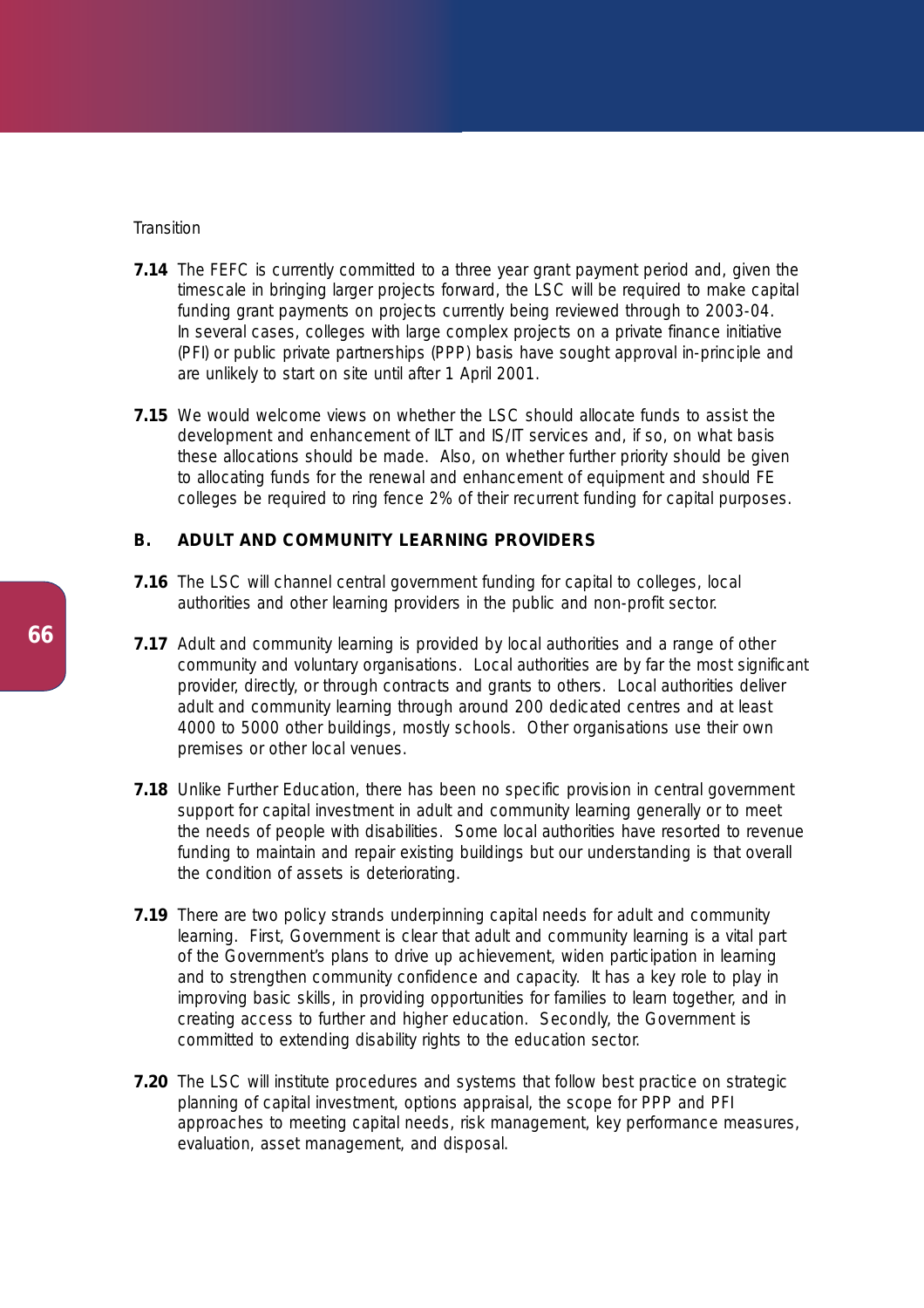Transition

**7.14** The FEFC is currently committed to a three year grant payment period and, given the timescale in bringing larger projects forward, the LSC will be required to make capital funding grant payments on projects currently being reviewed through to 2003-04. In several cases, colleges with large complex projects on a private finance initiative (PFI) or public private partnerships (PPP) basis have sought approval in-principle and are unlikely to start on site until after 1 April 2001.

**7.15** We would welcome views on whether the LSC should allocate funds to assist the development and enhancement of ILT and IS/IT services and, if so, on what basis these allocations should be made. Also, on whether further priority should be given to allocating funds for the renewal and enhancement of equipment and should FE colleges be required to ring fence 2% of their recurrent funding for capital purposes.

## B. ADULT AND COMMUNITY LEARNING PROVIDERS

**7.16** The LSC will channel central government funding for capital to colleges, local authorities and other learning providers in the public and non-profit sector.

**7.17** Adult and community learning is provided by local authorities and a range of other community and voluntary organisations. Local authorities are by far the most significant provider, directly, or through contracts and grants to others. Local authorities deliver adult and community learning through around 200 dedicated centres and at least 4000 to 5000 other buildings, mostly schools. Other organisations use their own premises or other local venues.

**7.18** Unlike Further Education, there has been no specific provision in central government support for capital investment in adult and community learning generally or to meet the needs of people with disabilities. Some local authorities have resorted to revenue funding to maintain and repair existing buildings but our understanding is that overall the condition of assets is deteriorating.

**7.19** There are two policy strands underpinning capital needs for adult and community learning. First, Government is clear that adult and community learning is a vital part of the Government's plans to drive up achievement, widen participation in learning and to strengthen community confidence and capacity. It has a key role to play in improving basic skills, in providing opportunities for families to learn together, and in creating access to further and higher education. Secondly, the Government is committed to extending disability rights to the education sector.

**7.20** The LSC will institute procedures and systems that follow best practice on strategic planning of capital investment, options appraisal, the scope for PPP and PFI approaches to meeting capital needs, risk management, key performance measures, evaluation, asset management, and disposal.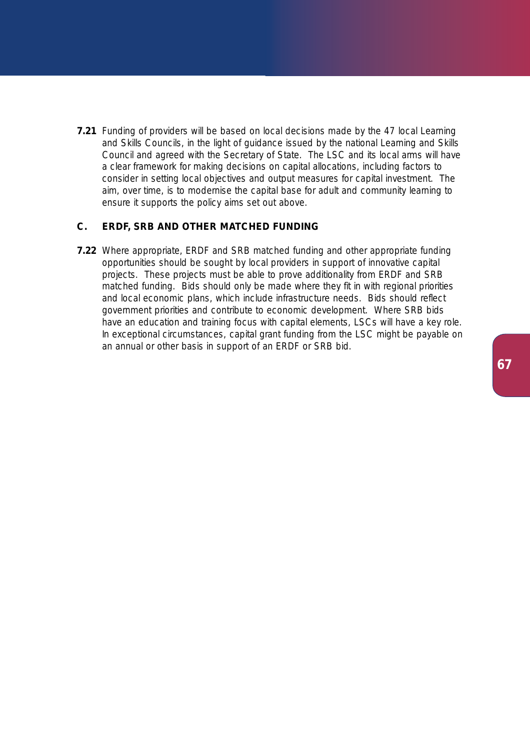**7.21** Funding of providers will be based on local decisions made by the 47 local Learning and Skills Councils, in the light of guidance issued by the national Learning and Skills Council and agreed with the Secretary of State. The LSC and its local arms will have a clear framework for making decisions on capital allocations, including factors to consider in setting local objectives and output measures for capital investment. The aim, over time, is to modernise the capital base for adult and community learning to ensure it supports the policy aims set out above.

## C. ERDF, SRB AND OTHER MATCHED FUNDING

**7.22** Where appropriate, ERDF and SRB matched funding and other appropriate funding opportunities should be sought by local providers in support of innovative capital projects. These projects must be able to prove additionality from ERDF and SRB matched funding. Bids should only be made where they fit in with regional priorities and local economic plans, which include infrastructure needs. Bids should reflect government priorities and contribute to economic development. Where SRB bids have an education and training focus with capital elements, LSCs will have a key role. In exceptional circumstances, capital grant funding from the LSC might be payable on an annual or other basis in support of an ERDF or SRB bid.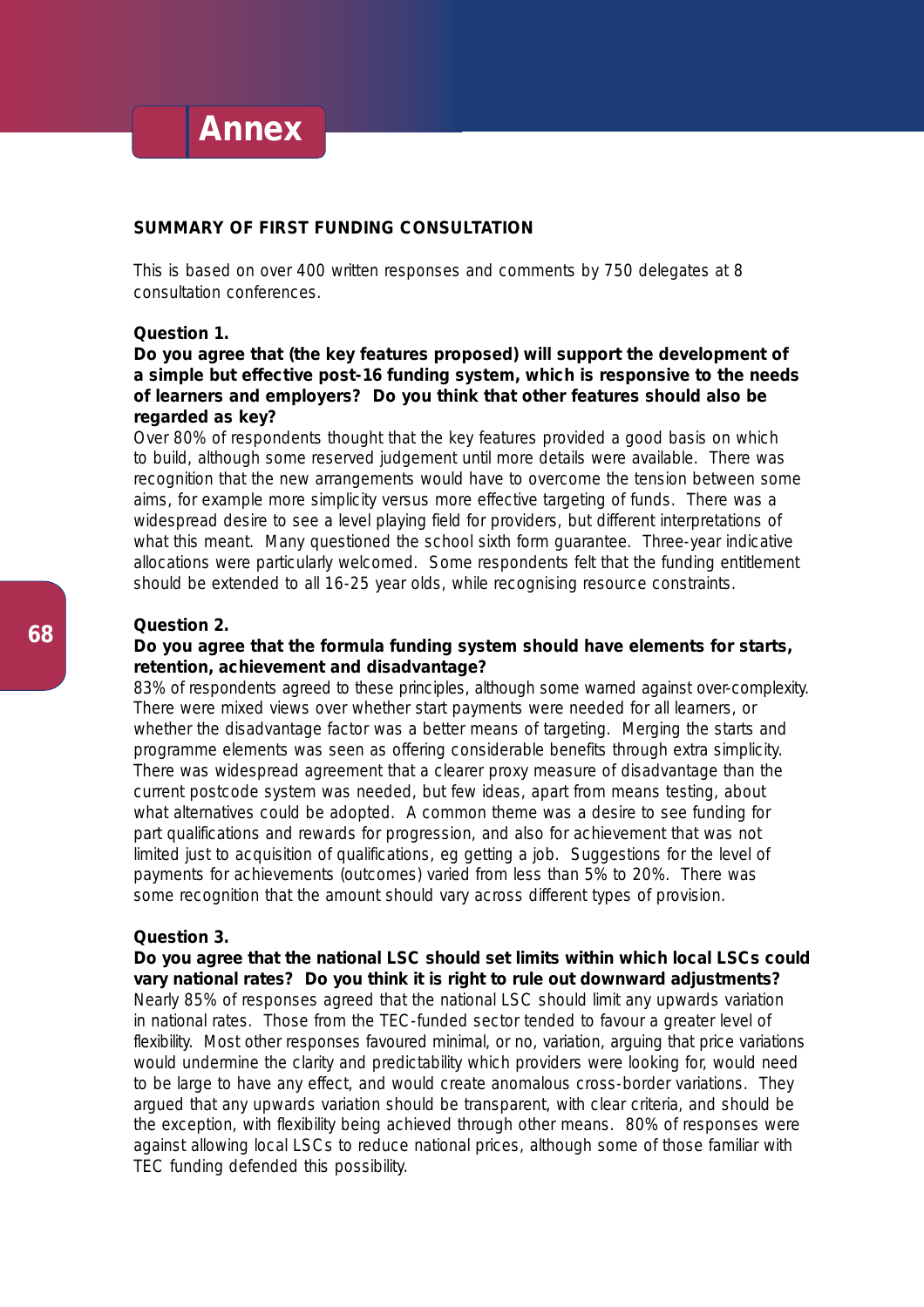# Annex

## SUMMARY OF FIRST FUNDING CONSULTATION

This is based on over 400 written responses and comments by 750 delegates at 8 consultation conferences.

**Question 1.**

**Do you agree that (the key features proposed) will support the development of a simple but effective post-16 funding system, which is responsive to the needs of learners and employers? Do you think that other features should also be regarded as key?**

Over 80% of respondents thought that the key features provided a good basis on which to build, although some reserved judgement until more details were available. There was recognition that the new arrangements would have to overcome the tension between some aims, for example more simplicity versus more effective targeting of funds. There was a widespread desire to see a level playing field for providers, but different interpretations of what this meant. Many questioned the school sixth form guarantee. Three-year indicative allocations were particularly welcomed. Some respondents felt that the funding entitlement should be extended to all 16-25 year olds, while recognising resource constraints.

**Question 2.**

**Do you agree that the formula funding system should have elements for starts, retention, achievement and disadvantage?**

83% of respondents agreed to these principles, although some warned against over-complexity. There were mixed views over whether start payments were needed for all learners, or whether the disadvantage factor was a better means of targeting. Merging the starts and programme elements was seen as offering considerable benefits through extra simplicity. There was widespread agreement that a clearer proxy measure of disadvantage than the current postcode system was needed, but few ideas, apart from means testing, about what alternatives could be adopted. A common theme was a desire to see funding for part qualifications and rewards for progression, and also for achievement that was not limited just to acquisition of qualifications, eg getting a job. Suggestions for the level of payments for achievements (outcomes) varied from less than 5% to 20%. There was some recognition that the amount should vary across different types of provision.

**Question 3.**

**Do you agree that the national LSC should set limits within which local LSCs could vary national rates? Do you think it is right to rule out downward adjustments?**

Nearly 85% of responses agreed that the national LSC should limit any upwards variation in national rates. Those from the TEC-funded sector tended to favour a greater level of flexibility. Most other responses favoured minimal, or no, variation, arguing that price variations would undermine the clarity and predictability which providers were looking for, would need to be large to have any effect, and would create anomalous cross-border variations. They argued that any upwards variation should be transparent, with clear criteria, and should be the exception, with flexibility being achieved through other means. 80% of responses were against allowing local LSCs to reduce national prices, although some of those familiar with TEC funding defended this possibility.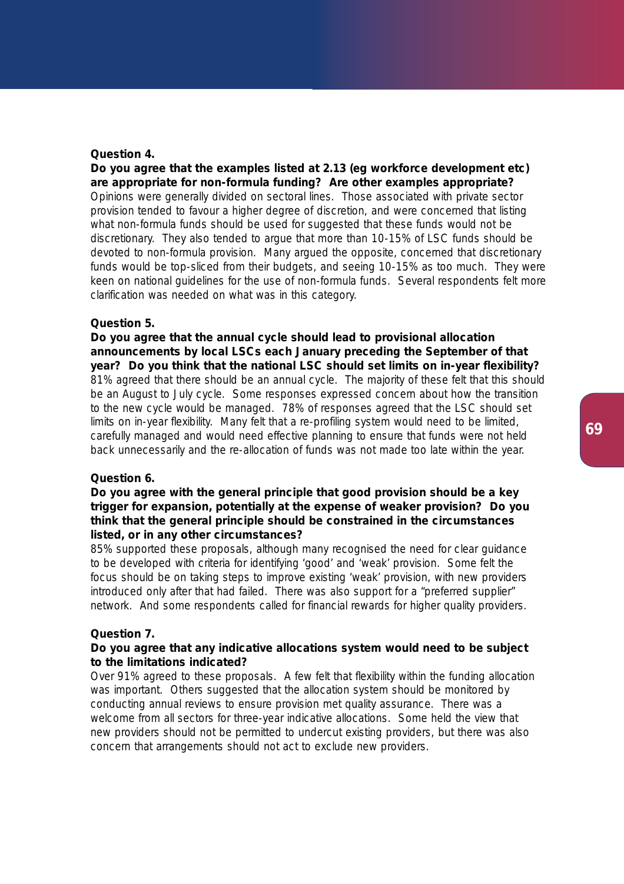**Question 4.**

**Do you agree that the examples listed at 2.13 (eg workforce development etc) are appropriate for non-formula funding? Are other examples appropriate?**

Opinions were generally divided on sectoral lines. Those associated with private sector provision tended to favour a higher degree of discretion, and were concerned that listing what non-formula funds should be used for suggested that these funds would not be discretionary. They also tended to argue that more than 10-15% of LSC funds should be devoted to non-formula provision. Many argued the opposite, concerned that discretionary funds would be top-sliced from their budgets, and seeing 10-15% as too much. They were keen on national guidelines for the use of non-formula funds. Several respondents felt more clarification was needed on what was in this category.

**Question 5.**

**Do you agree that the annual cycle should lead to provisional allocation announcements by local LSCs each January preceding the September of that year? Do you think that the national LSC should set limits on in-year flexibility?**

81% agreed that there should be an annual cycle. The majority of these felt that this should be an August to July cycle. Some responses expressed concern about how the transition to the new cycle would be managed. 78% of responses agreed that the LSC should set limits on in-year flexibility. Many felt that a re-profiling system would need to be limited, carefully managed and would need effective planning to ensure that funds were not held back unnecessarily and the re-allocation of funds was not made too late within the year.

**Question 6.**

**Do you agree with the general principle that good provision should be a key trigger for expansion, potentially at the expense of weaker provision? Do you think that the general principle should be constrained in the circumstances listed, or in any other circumstances?**

85% supported these proposals, although many recognised the need for clear guidance to be developed with criteria for identifying 'good' and 'weak' provision. Some felt the focus should be on taking steps to improve existing 'weak' provision, with new providers introduced only after that had failed. There was also support for a "preferred supplier" network. And some respondents called for financial rewards for higher quality providers.

**Question 7.**

**Do you agree that any indicative allocations system would need to be subject to the limitations indicated?**

Over 91% agreed to these proposals. A few felt that flexibility within the funding allocation was important. Others suggested that the allocation system should be monitored by conducting annual reviews to ensure provision met quality assurance. There was a welcome from all sectors for three-year indicative allocations. Some held the view that new providers should not be permitted to undercut existing providers, but there was also concern that arrangements should not act to exclude new providers.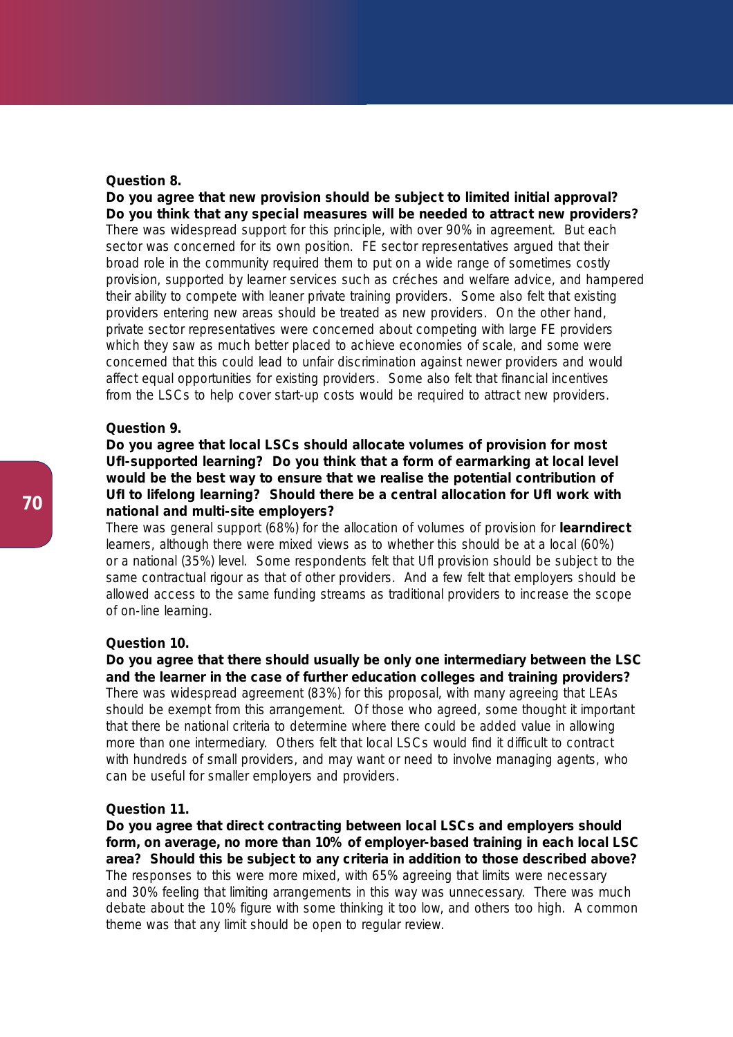**Question 8.**

**Do you agree that new provision should be subject to limited initial approval? Do you think that any special measures will be needed to attract new providers?**

There was widespread support for this principle, with over 90% in agreement. But each sector was concerned for its own position. FE sector representatives argued that their broad role in the community required them to put on a wide range of sometimes costly provision, supported by learner services such as créches and welfare advice, and hampered their ability to compete with leaner private training providers. Some also felt that existing providers entering new areas should be treated as new providers. On the other hand, private sector representatives were concerned about competing with large FE providers which they saw as much better placed to achieve economies of scale, and some were concerned that this could lead to unfair discrimination against newer providers and would affect equal opportunities for existing providers. Some also felt that financial incentives from the LSCs to help cover start-up costs would be required to attract new providers.

**Question 9.**

**Do you agree that local LSCs should allocate volumes of provision for most UfI-supported learning? Do you think that a form of earmarking at local level would be the best way to ensure that we realise the potential contribution of UfI to lifelong learning? Should there be a central allocation for UfI work with national and multi-site employers?**

There was general support (68%) for the allocation of volumes of provision for **learndirect** learners, although there were mixed views as to whether this should be at a local (60%) or a national (35%) level. Some respondents felt that UfI provision should be subject to the same contractual rigour as that of other providers. And a few felt that employers should be allowed access to the same funding streams as traditional providers to increase the scope of on-line learning.

**Question 10.**

**Do you agree that there should usually be only one intermediary between the LSC and the learner in the case of further education colleges and training providers?**

There was widespread agreement (83%) for this proposal, with many agreeing that LEAs should be exempt from this arrangement. Of those who agreed, some thought it important that there be national criteria to determine where there could be added value in allowing more than one intermediary. Others felt that local LSCs would find it difficult to contract with hundreds of small providers, and may want or need to involve managing agents, who can be useful for smaller employers and providers.

**Question 11.**

**Do you agree that direct contracting between local LSCs and employers should form, on average, no more than 10% of employer-based training in each local LSC area? Should this be subject to any criteria in addition to those described above?**

The responses to this were more mixed, with 65% agreeing that limits were necessary and 30% feeling that limiting arrangements in this way was unnecessary. There was much debate about the 10% figure with some thinking it too low, and others too high. A common theme was that any limit should be open to regular review.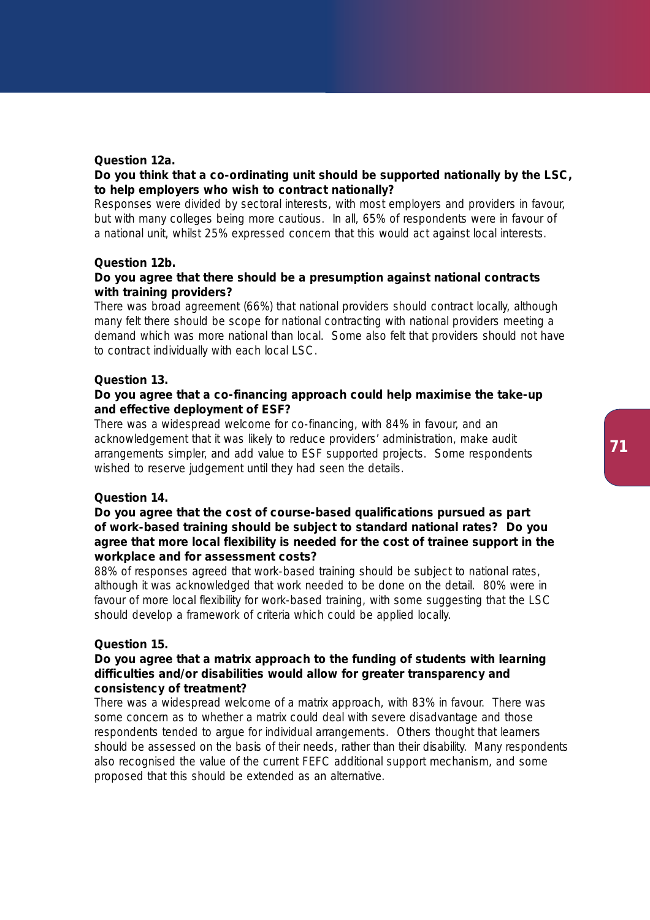**Question 12a.**

**Do you think that a co-ordinating unit should be supported nationally by the LSC, to help employers who wish to contract nationally?**

Responses were divided by sectoral interests, with most employers and providers in favour, but with many colleges being more cautious. In all, 65% of respondents were in favour of a national unit, whilst 25% expressed concern that this would act against local interests.

**Question 12b.**

**Do you agree that there should be a presumption against national contracts with training providers?**

There was broad agreement (66%) that national providers should contract locally, although many felt there should be scope for national contracting with national providers meeting a demand which was more national than local. Some also felt that providers should not have to contract individually with each local LSC.

**Question 13.**

**Do you agree that a co-financing approach could help maximise the take-up and effective deployment of ESF?**

There was a widespread welcome for co-financing, with 84% in favour, and an acknowledgement that it was likely to reduce providers' administration, make audit arrangements simpler, and add value to ESF supported projects. Some respondents wished to reserve judgement until they had seen the details.

**Question 14.**

**Do you agree that the cost of course-based qualifications pursued as part of work-based training should be subject to standard national rates? Do you agree that more local flexibility is needed for the cost of trainee support in the workplace and for assessment costs?**

88% of responses agreed that work-based training should be subject to national rates, although it was acknowledged that work needed to be done on the detail. 80% were in favour of more local flexibility for work-based training, with some suggesting that the LSC should develop a framework of criteria which could be applied locally.

**Question 15.**

**Do you agree that a matrix approach to the funding of students with learning difficulties and/or disabilities would allow for greater transparency and consistency of treatment?**

There was a widespread welcome of a matrix approach, with 83% in favour. There was some concern as to whether a matrix could deal with severe disadvantage and those respondents tended to argue for individual arrangements. Others thought that learners should be assessed on the basis of their needs, rather than their disability. Many respondents also recognised the value of the current FEFC additional support mechanism, and some proposed that this should be extended as an alternative.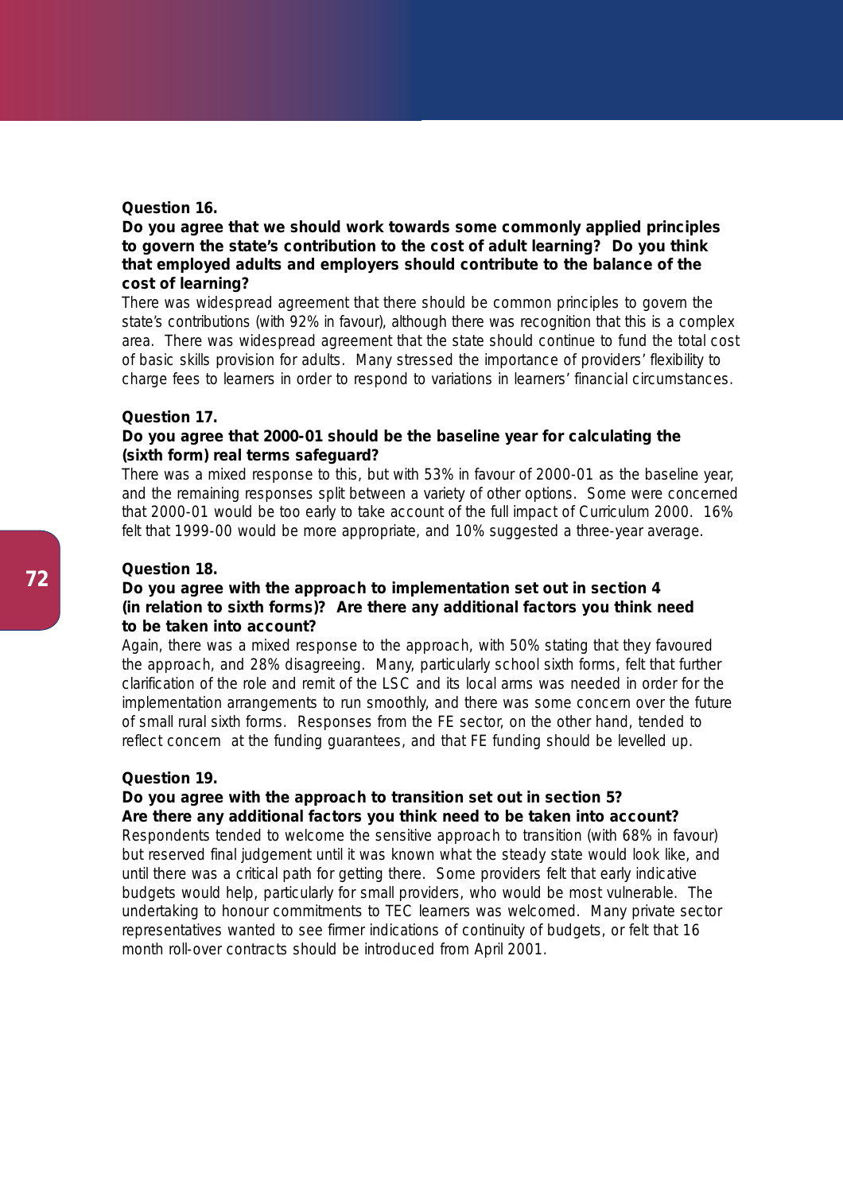**Question 16.**

**Do you agree that we should work towards some commonly applied principles to govern the state's contribution to the cost of adult learning? Do you think that employed adults and employers should contribute to the balance of the cost of learning?**

There was widespread agreement that there should be common principles to govern the state's contributions (with 92% in favour), although there was recognition that this is a complex area. There was widespread agreement that the state should continue to fund the total cost of basic skills provision for adults. Many stressed the importance of providers' flexibility to charge fees to learners in order to respond to variations in learners' financial circumstances.

**Question 17.**

**Do you agree that 2000-01 should be the baseline year for calculating the (sixth form) real terms safeguard?**

There was a mixed response to this, but with 53% in favour of 2000-01 as the baseline year, and the remaining responses split between a variety of other options. Some were concerned that 2000-01 would be too early to take account of the full impact of Curriculum 2000. 16% felt that 1999-00 would be more appropriate, and 10% suggested a three-year average.

**Question 18.**

**Do you agree with the approach to implementation set out in section 4 (in relation to sixth forms)? Are there any additional factors you think need to be taken into account?**

Again, there was a mixed response to the approach, with 50% stating that they favoured the approach, and 28% disagreeing. Many, particularly school sixth forms, felt that further clarification of the role and remit of the LSC and its local arms was needed in order for the implementation arrangements to run smoothly, and there was some concern over the future of small rural sixth forms. Responses from the FE sector, on the other hand, tended to reflect concern at the funding guarantees, and that FE funding should be levelled up.

**Question 19.**

**Do you agree with the approach to transition set out in section 5? Are there any additional factors you think need to be taken into account?**

Respondents tended to welcome the sensitive approach to transition (with 68% in favour) but reserved final judgement until it was known what the steady state would look like, and until there was a critical path for getting there. Some providers felt that early indicative budgets would help, particularly for small providers, who would be most vulnerable. The undertaking to honour commitments to TEC learners was welcomed. Many private sector representatives wanted to see firmer indications of continuity of budgets, or felt that 16 month roll-over contracts should be introduced from April 2001.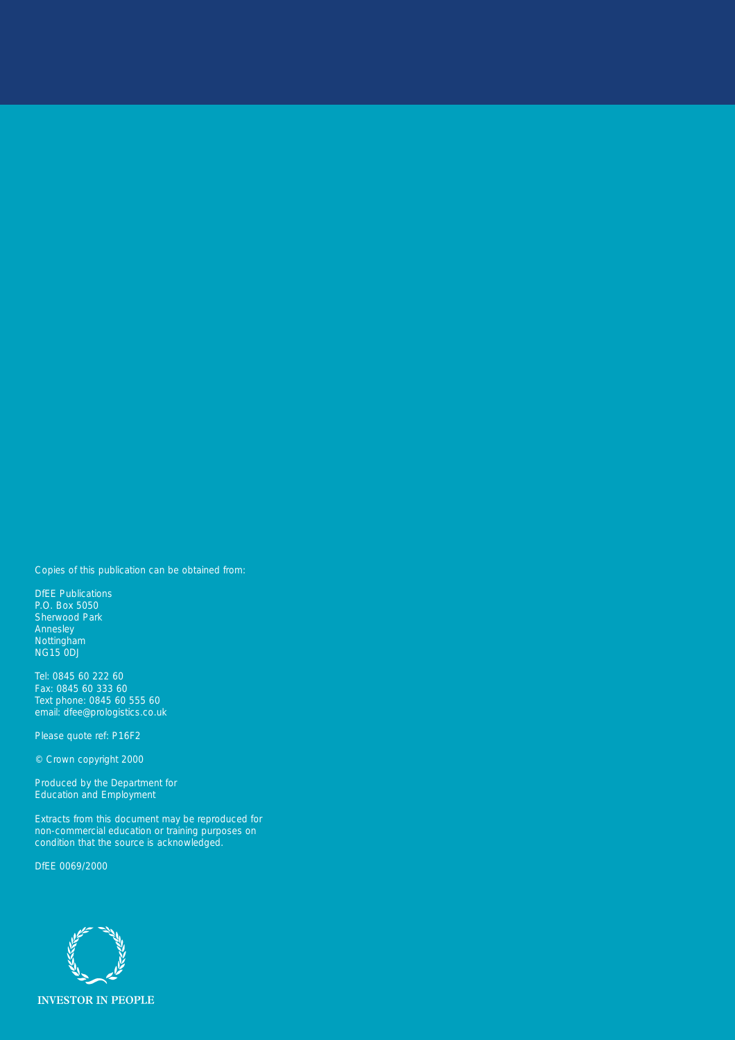Copies of this publication can be obtained from:

DfEE Publications
P.O. Box 5050
Sherwood Park
Annesley
Nottingham
NG15 0DJ

Tel: 0845 60 222 60
Fax: 0845 60 333 60
Text phone: 0845 60 555 60
email: dfee@prologistics.co.uk

Please quote ref: P16F2

© Crown copyright 2000

Produced by the Department for
Education and Employment

Extracts from this document may be reproduced for
non-commercial education or training purposes on
condition that the source is acknowledged.

DfEE 0069/2000

INVESTOR IN PEOPLE